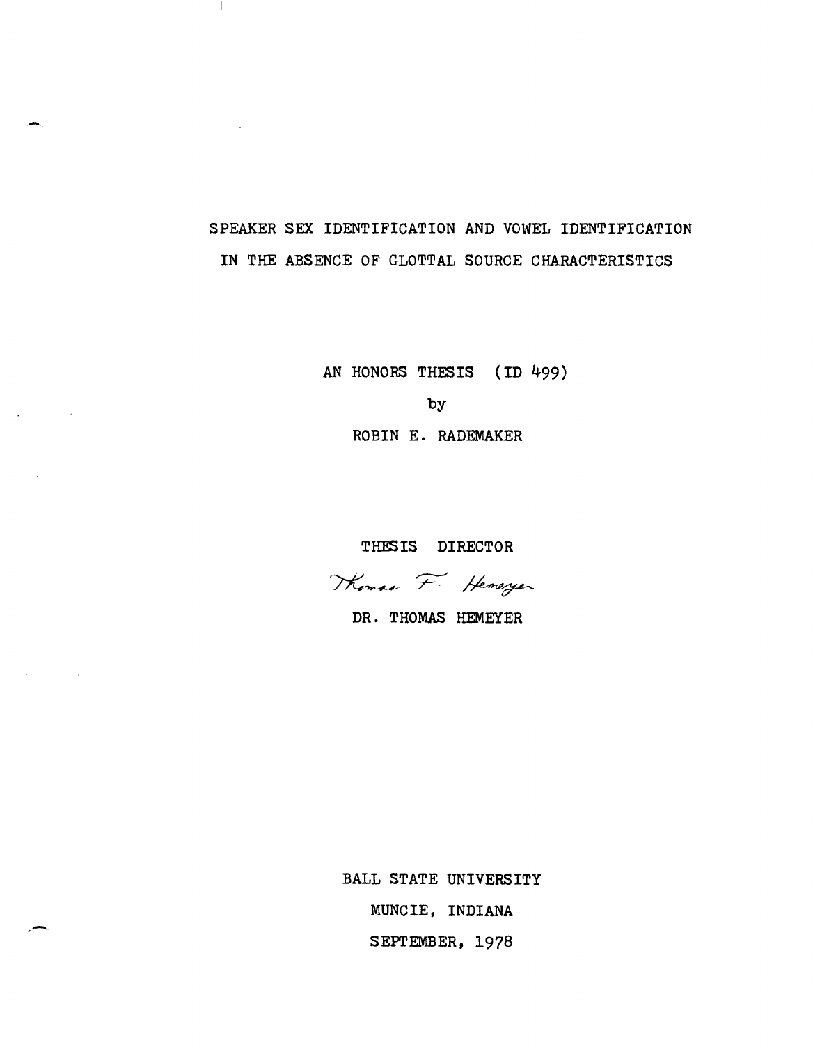# SPEAKER SEX IDENTIFICATION AND VOWEL IDENTIFICATION IN THE ABSENCE OF GLOTTAL SOURCE CHARACTERISTICS

AN HONORS THESIS (ID 499)

by

ROBIN E. RADEMAKER

THESIS DIRECTOR

Thomas F. Hemeyer

DR. THOMAS HEMEYER

BALL STATE UNIVERSITY

MUNCIE, INDIANA

SEPTEMBER, 1978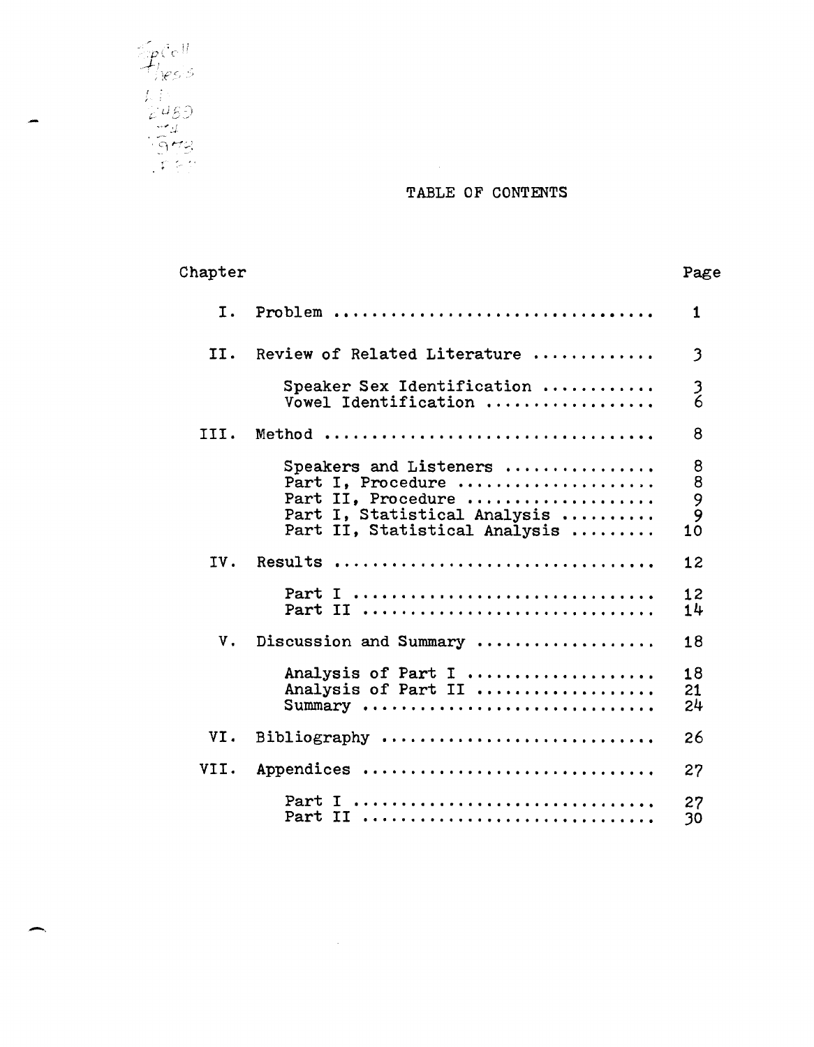# TABLE OF CONTENTS

| Chapter | | Page |
|---|---|---|
| I. | Problem | 1 |
| II. | Review of Related Literature | 3 |
| | Speaker Sex Identification | 3 |
| | Vowel Identification | 6 |
| III. | Method | 8 |
| | Speakers and Listeners | 8 |
| | Part I, Procedure | 8 |
| | Part II, Procedure | 9 |
| | Part I, Statistical Analysis | 9 |
| | Part II, Statistical Analysis | 10 |
| IV. | Results | 12 |
| | Part I | 12 |
| | Part II | 14 |
| V. | Discussion and Summary | 18 |
| | Analysis of Part I | 18 |
| | Analysis of Part II | 21 |
| | Summary | 24 |
| VI. | Bibliography | 26 |
| VII. | Appendices | 27 |
| | Part I | 27 |
| | Part II | 30 |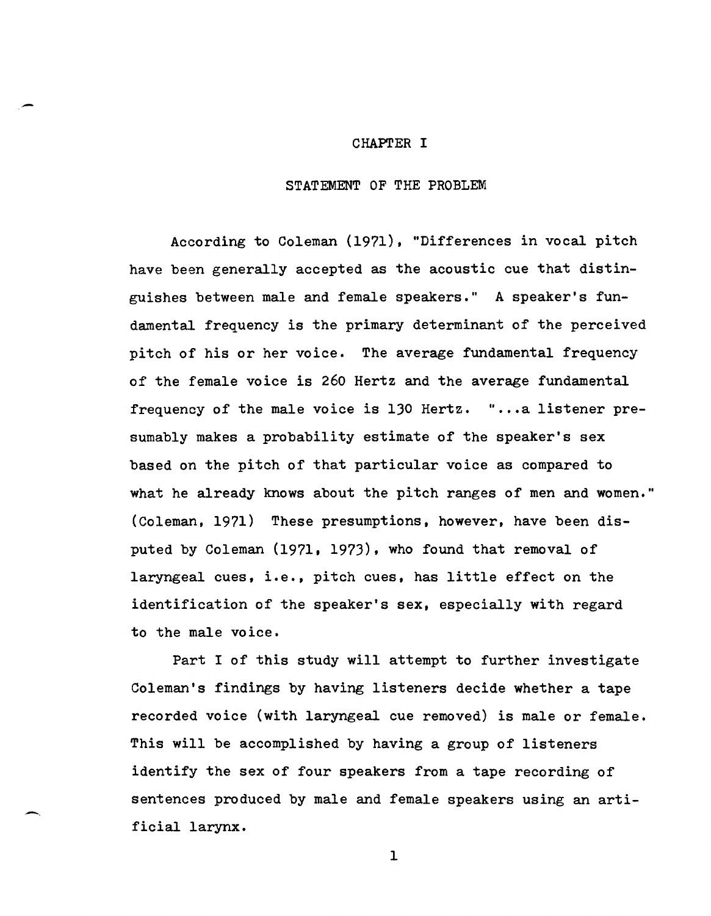# CHAPTER I

## STATEMENT OF THE PROBLEM

According to Coleman (1971), "Differences in vocal pitch have been generally accepted as the acoustic cue that distinguishes between male and female speakers." A speaker's fundamental frequency is the primary determinant of the perceived pitch of his or her voice. The average fundamental frequency of the female voice is 260 Hertz and the average fundamental frequency of the male voice is 130 Hertz. "...a listener presumably makes a probability estimate of the speaker's sex based on the pitch of that particular voice as compared to what he already knows about the pitch ranges of men and women." (Coleman, 1971) These presumptions, however, have been disputed by Coleman (1971, 1973), who found that removal of laryngeal cues, i.e., pitch cues, has little effect on the identification of the speaker's sex, especially with regard to the male voice.

Part I of this study will attempt to further investigate Coleman's findings by having listeners decide whether a tape recorded voice (with laryngeal cue removed) is male or female. This will be accomplished by having a group of listeners identify the sex of four speakers from a tape recording of sentences produced by male and female speakers using an artificial larynx.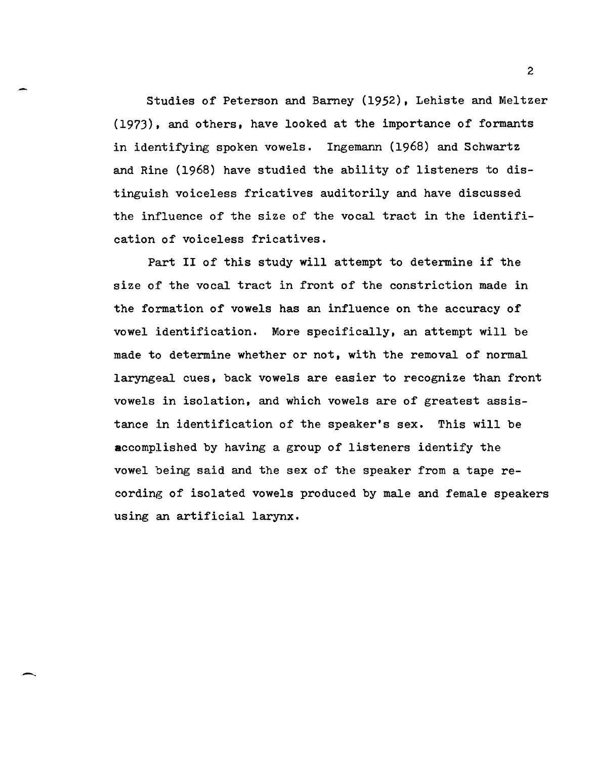Studies of Peterson and Barney (1952), Lehiste and Meltzer (1973), and others, have looked at the importance of formants in identifying spoken vowels. Ingemann (1968) and Schwartz and Rine (1968) have studied the ability of listeners to distinguish voiceless fricatives auditorily and have discussed the influence of the size of the vocal tract in the identification of voiceless fricatives.

Part II of this study will attempt to determine if the size of the vocal tract in front of the constriction made in the formation of vowels has an influence on the accuracy of vowel identification. More specifically, an attempt will be made to determine whether or not, with the removal of normal laryngeal cues, back vowels are easier to recognize than front vowels in isolation, and which vowels are of greatest assistance in identification of the speaker's sex. This will be accomplished by having a group of listeners identify the vowel being said and the sex of the speaker from a tape recording of isolated vowels produced by male and female speakers using an artificial larynx.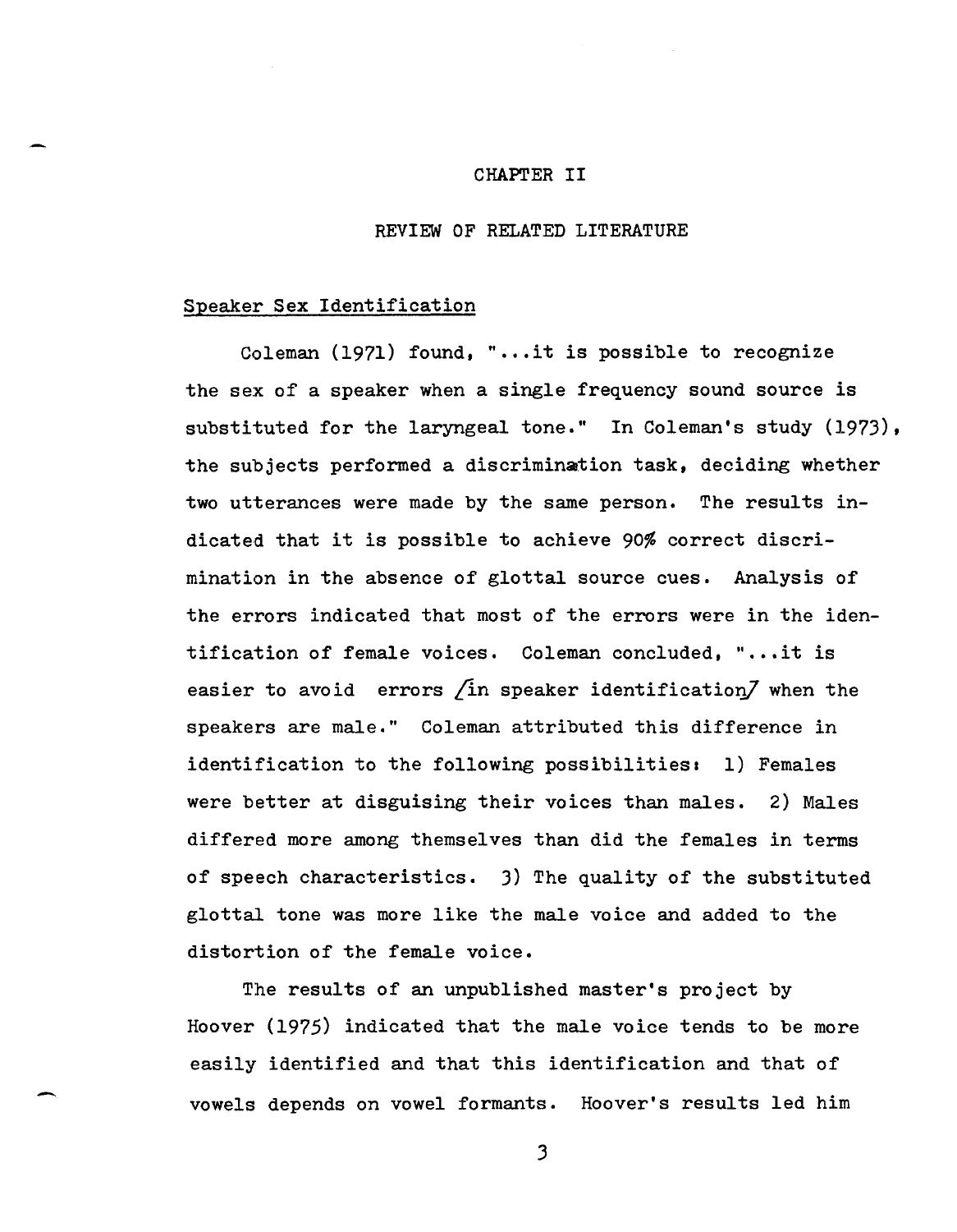# CHAPTER II

## REVIEW OF RELATED LITERATURE

### Speaker Sex Identification

Coleman (1971) found, "...it is possible to recognize the sex of a speaker when a single frequency sound source is substituted for the laryngeal tone." In Coleman's study (1973), the subjects performed a discrimination task, deciding whether two utterances were made by the same person. The results indicated that it is possible to achieve 90% correct discrimination in the absence of glottal source cues. Analysis of the errors indicated that most of the errors were in the identification of female voices. Coleman concluded, "...it is easier to avoid errors /in speaker identification/ when the speakers are male." Coleman attributed this difference in identification to the following possibilities: 1) Females were better at disguising their voices than males. 2) Males differed more among themselves than did the females in terms of speech characteristics. 3) The quality of the substituted glottal tone was more like the male voice and added to the distortion of the female voice.

The results of an unpublished master's project by Hoover (1975) indicated that the male voice tends to be more easily identified and that this identification and that of vowels depends on vowel formants. Hoover's results led him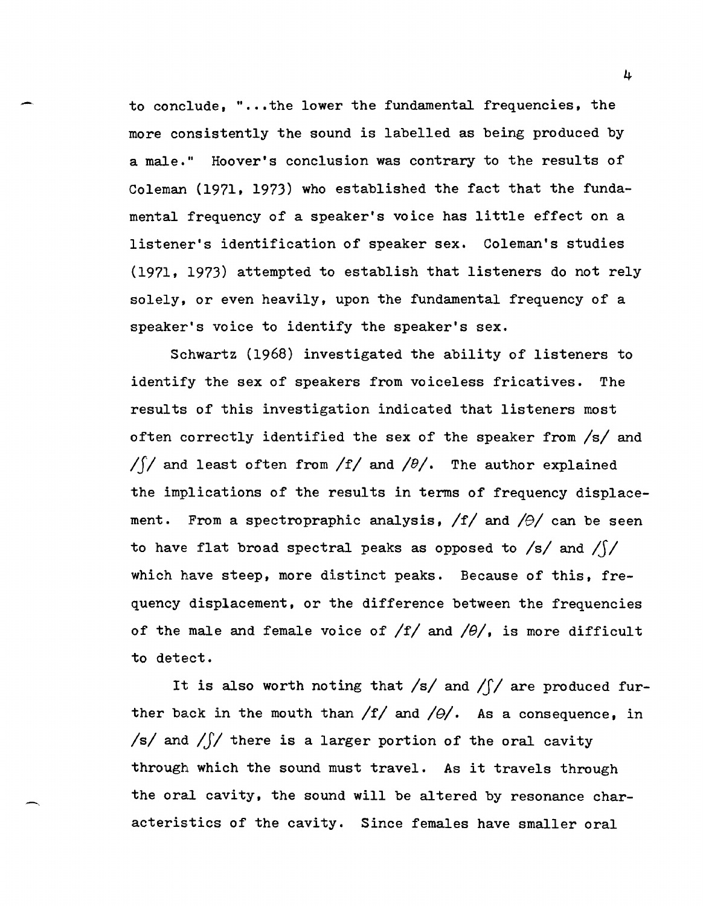to conclude, "...the lower the fundamental frequencies, the more consistently the sound is labelled as being produced by a male." Hoover's conclusion was contrary to the results of Coleman (1971, 1973) who established the fact that the fundamental frequency of a speaker's voice has little effect on a listener's identification of speaker sex. Coleman's studies (1971, 1973) attempted to establish that listeners do not rely solely, or even heavily, upon the fundamental frequency of a speaker's voice to identify the speaker's sex.

Schwartz (1968) investigated the ability of listeners to identify the sex of speakers from voiceless fricatives. The results of this investigation indicated that listeners most often correctly identified the sex of the speaker from /s/ and /ʃ/ and least often from /f/ and /θ/. The author explained the implications of the results in terms of frequency displacement. From a spectropraphic analysis, /f/ and /θ/ can be seen to have flat broad spectral peaks as opposed to /s/ and /ʃ/ which have steep, more distinct peaks. Because of this, frequency displacement, or the difference between the frequencies of the male and female voice of /f/ and /θ/, is more difficult to detect.

It is also worth noting that /s/ and /ʃ/ are produced further back in the mouth than /f/ and /θ/. As a consequence, in /s/ and /ʃ/ there is a larger portion of the oral cavity through which the sound must travel. As it travels through the oral cavity, the sound will be altered by resonance characteristics of the cavity. Since females have smaller oral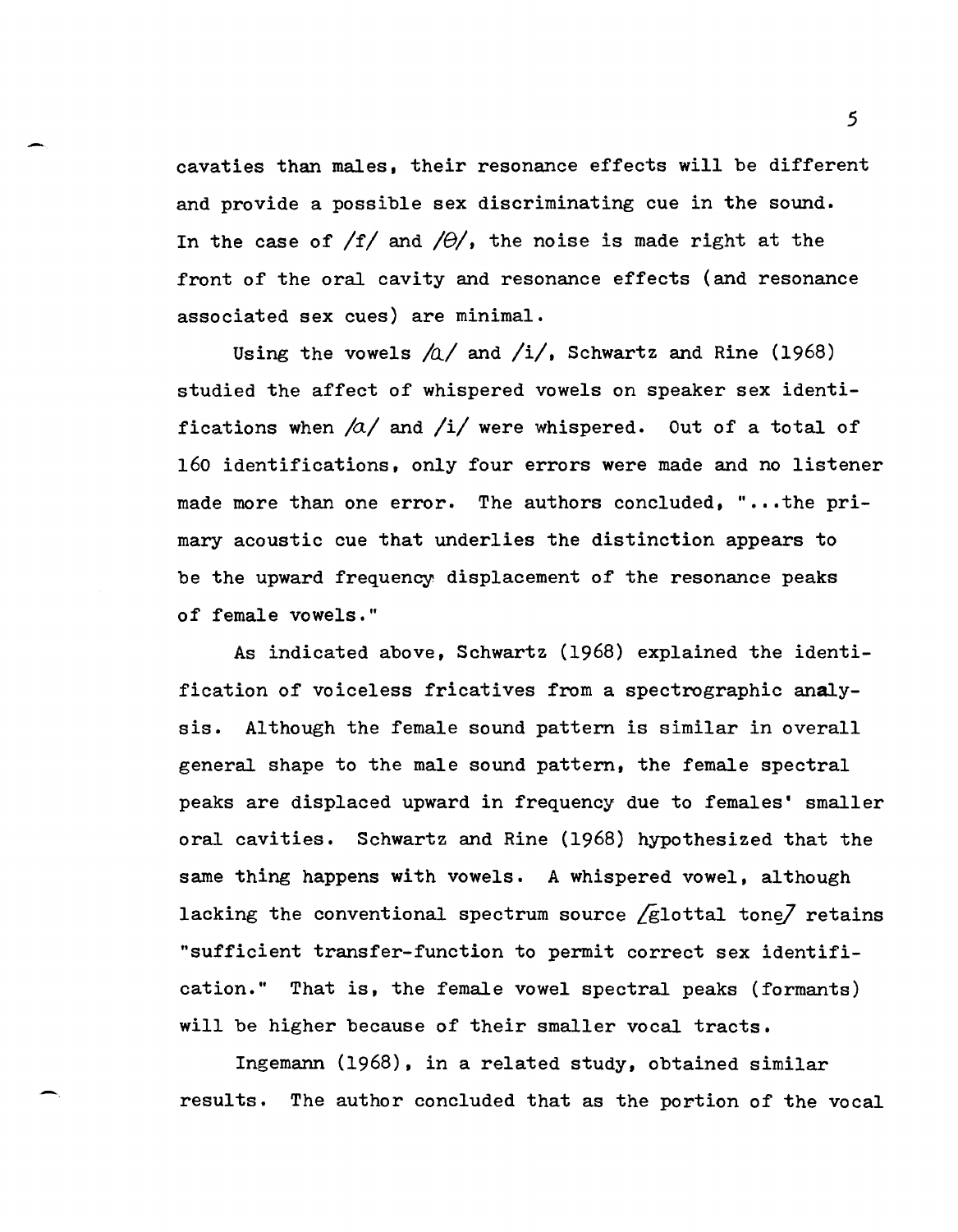cavaties than males, their resonance effects will be different and provide a possible sex discriminating cue in the sound. In the case of /f/ and /θ/, the noise is made right at the front of the oral cavity and resonance effects (and resonance associated sex cues) are minimal.

Using the vowels /ɑ/ and /i/, Schwartz and Rine (1968) studied the affect of whispered vowels on speaker sex identifications when /ɑ/ and /i/ were whispered. Out of a total of 160 identifications, only four errors were made and no listener made more than one error. The authors concluded, "...the primary acoustic cue that underlies the distinction appears to be the upward frequency displacement of the resonance peaks of female vowels."

As indicated above, Schwartz (1968) explained the identification of voiceless fricatives from a spectrographic analysis. Although the female sound pattern is similar in overall general shape to the male sound pattern, the female spectral peaks are displaced upward in frequency due to females' smaller oral cavities. Schwartz and Rine (1968) hypothesized that the same thing happens with vowels. A whispered vowel, although lacking the conventional spectrum source [glottal tone] retains "sufficient transfer-function to permit correct sex identification." That is, the female vowel spectral peaks (formants) will be higher because of their smaller vocal tracts.

Ingemann (1968), in a related study, obtained similar results. The author concluded that as the portion of the vocal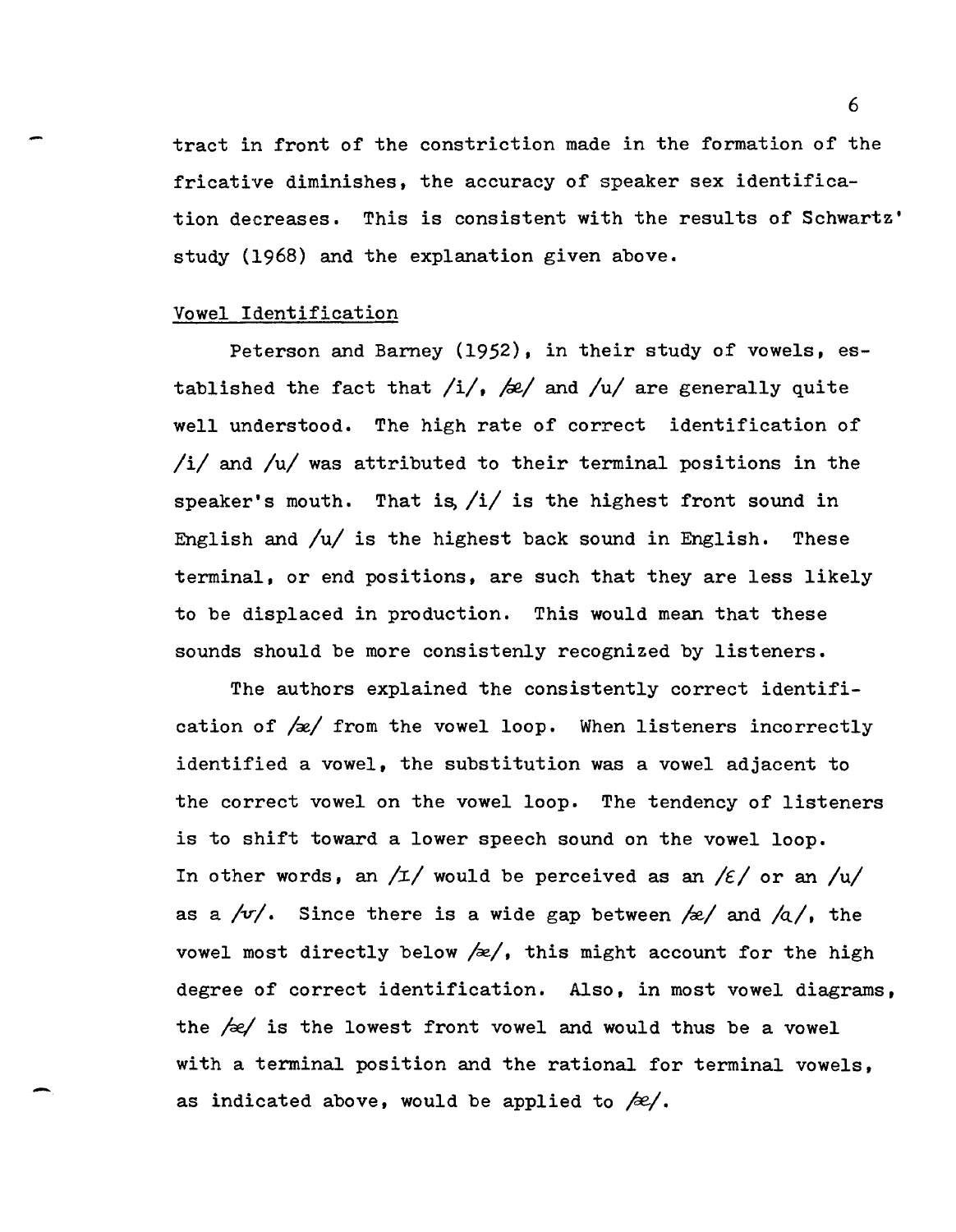tract in front of the constriction made in the formation of the fricative diminishes, the accuracy of speaker sex identification decreases. This is consistent with the results of Schwartz' study (1968) and the explanation given above.

## Vowel Identification

Peterson and Barney (1952), in their study of vowels, established the fact that /i/, /æ/ and /u/ are generally quite well understood. The high rate of correct identification of /i/ and /u/ was attributed to their terminal positions in the speaker's mouth. That is, /i/ is the highest front sound in English and /u/ is the highest back sound in English. These terminal, or end positions, are such that they are less likely to be displaced in production. This would mean that these sounds should be more consistenly recognized by listeners.

The authors explained the consistently correct identification of /æ/ from the vowel loop. When listeners incorrectly identified a vowel, the substitution was a vowel adjacent to the correct vowel on the vowel loop. The tendency of listeners is to shift toward a lower speech sound on the vowel loop. In other words, an /ɪ/ would be perceived as an /ɛ/ or an /u/ as a /ʊ/. Since there is a wide gap between /æ/ and /ɑ/, the vowel most directly below /æ/, this might account for the high degree of correct identification. Also, in most vowel diagrams, the /æ/ is the lowest front vowel and would thus be a vowel with a terminal position and the rational for terminal vowels, as indicated above, would be applied to /æ/.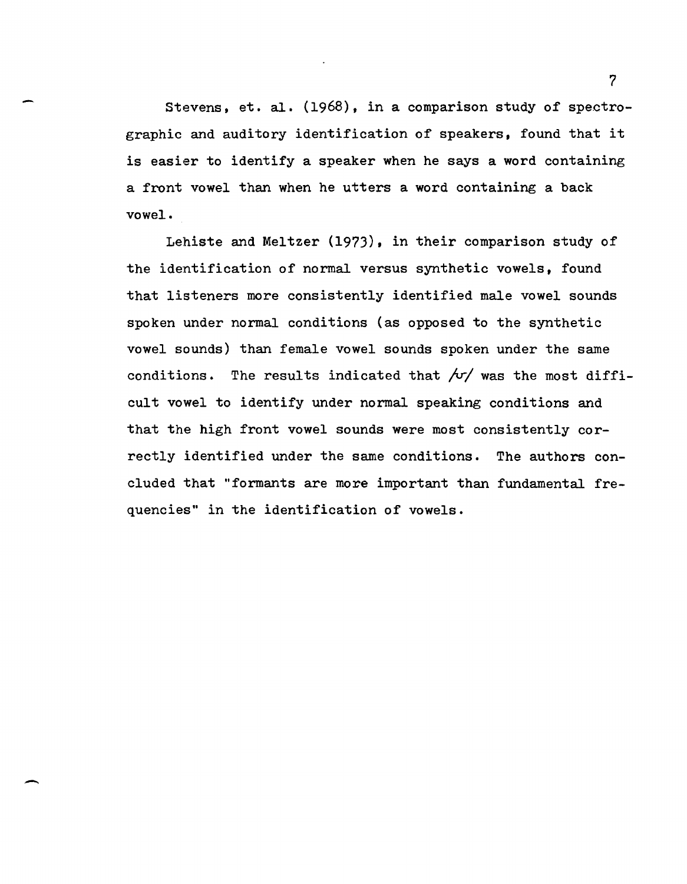Stevens, et. al. (1968), in a comparison study of spectrographic and auditory identification of speakers, found that it is easier to identify a speaker when he says a word containing a front vowel than when he utters a word containing a back vowel.

Lehiste and Meltzer (1973), in their comparison study of the identification of normal versus synthetic vowels, found that listeners more consistently identified male vowel sounds spoken under normal conditions (as opposed to the synthetic vowel sounds) than female vowel sounds spoken under the same conditions. The results indicated that /ʊ/ was the most difficult vowel to identify under normal speaking conditions and that the high front vowel sounds were most consistently correctly identified under the same conditions. The authors concluded that "formants are more important than fundamental frequencies" in the identification of vowels.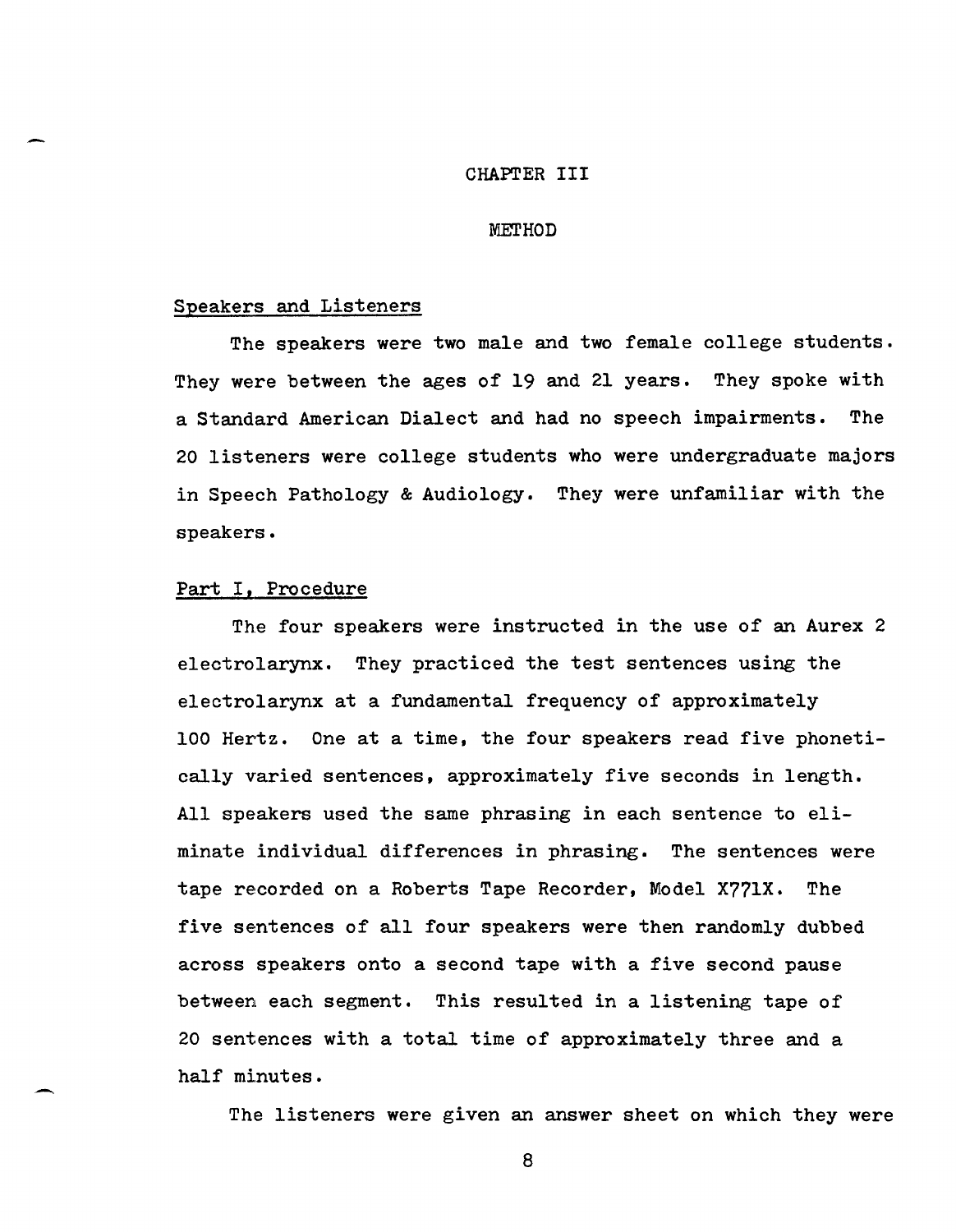# CHAPTER III

## METHOD

### Speakers and Listeners

The speakers were two male and two female college students. They were between the ages of 19 and 21 years. They spoke with a Standard American Dialect and had no speech impairments. The 20 listeners were college students who were undergraduate majors in Speech Pathology & Audiology. They were unfamiliar with the speakers.

### Part I, Procedure

The four speakers were instructed in the use of an Aurex 2 electrolarynx. They practiced the test sentences using the electrolarynx at a fundamental frequency of approximately 100 Hertz. One at a time, the four speakers read five phonetically varied sentences, approximately five seconds in length. All speakers used the same phrasing in each sentence to eliminate individual differences in phrasing. The sentences were tape recorded on a Roberts Tape Recorder, Model X771X. The five sentences of all four speakers were then randomly dubbed across speakers onto a second tape with a five second pause between each segment. This resulted in a listening tape of 20 sentences with a total time of approximately three and a half minutes.

The listeners were given an answer sheet on which they were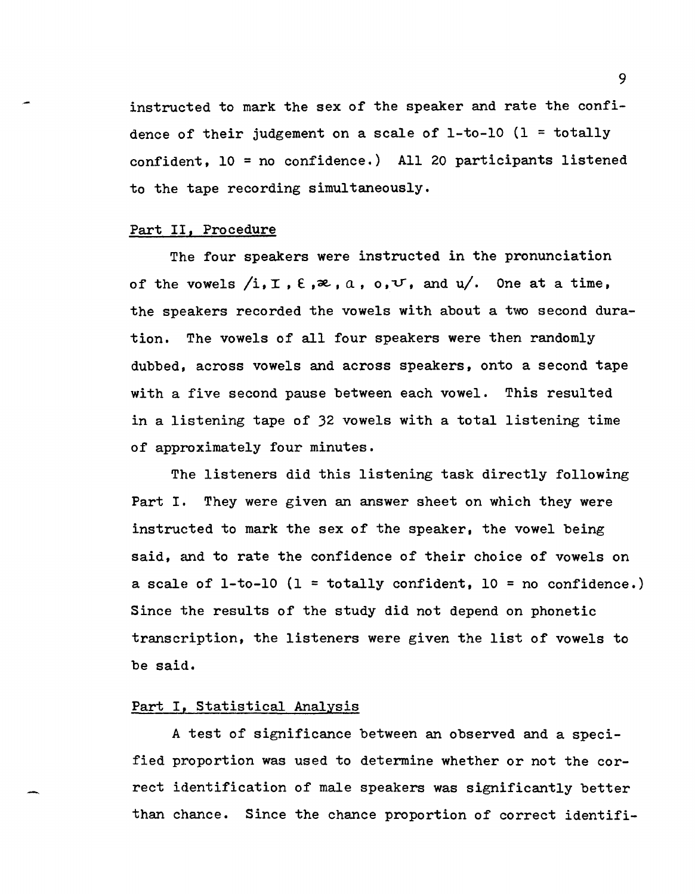instructed to mark the sex of the speaker and rate the confidence of their judgement on a scale of 1-to-10 (1 = totally confident, 10 = no confidence.) All 20 participants listened to the tape recording simultaneously.

Part II, Procedure

The four speakers were instructed in the pronunciation of the vowels /i, ɪ, ɛ, æ, ɑ, o, ʊ, and u/. One at a time, the speakers recorded the vowels with about a two second duration. The vowels of all four speakers were then randomly dubbed, across vowels and across speakers, onto a second tape with a five second pause between each vowel. This resulted in a listening tape of 32 vowels with a total listening time of approximately four minutes.

The listeners did this listening task directly following Part I. They were given an answer sheet on which they were instructed to mark the sex of the speaker, the vowel being said, and to rate the confidence of their choice of vowels on a scale of 1-to-10 (1 = totally confident, 10 = no confidence.) Since the results of the study did not depend on phonetic transcription, the listeners were given the list of vowels to be said.

Part I, Statistical Analysis

A test of significance between an observed and a specified proportion was used to determine whether or not the correct identification of male speakers was significantly better than chance. Since the chance proportion of correct identifi-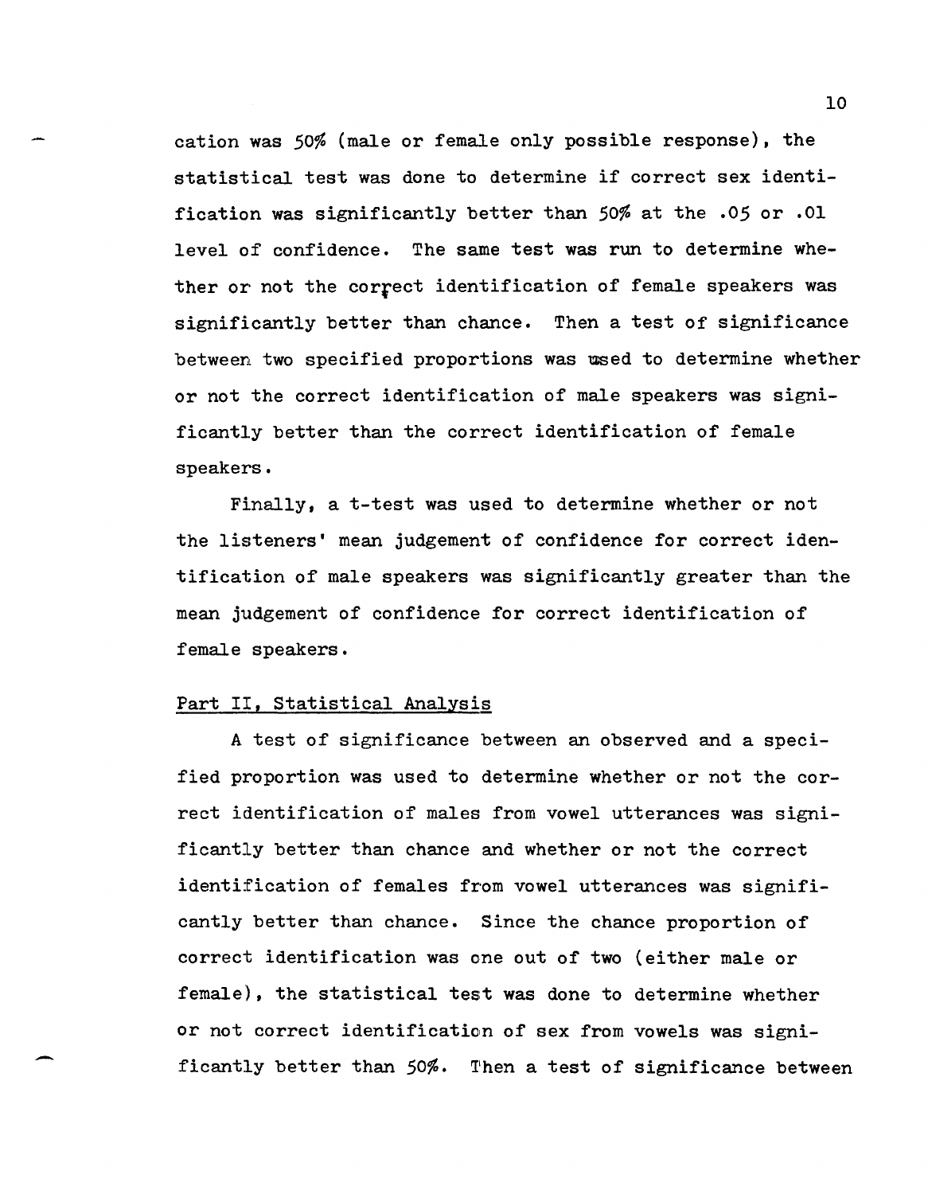cation was 50% (male or female only possible response), the statistical test was done to determine if correct sex identification was significantly better than 50% at the .05 or .01 level of confidence. The same test was run to determine whether or not the correct identification of female speakers was significantly better than chance. Then a test of significance between two specified proportions was used to determine whether or not the correct identification of male speakers was significantly better than the correct identification of female speakers.

Finally, a t-test was used to determine whether or not the listeners' mean judgement of confidence for correct identification of male speakers was significantly greater than the mean judgement of confidence for correct identification of female speakers.

## Part II, Statistical Analysis

A test of significance between an observed and a specified proportion was used to determine whether or not the correct identification of males from vowel utterances was significantly better than chance and whether or not the correct identification of females from vowel utterances was significantly better than chance. Since the chance proportion of correct identification was one out of two (either male or female), the statistical test was done to determine whether or not correct identification of sex from vowels was significantly better than 50%. Then a test of significance between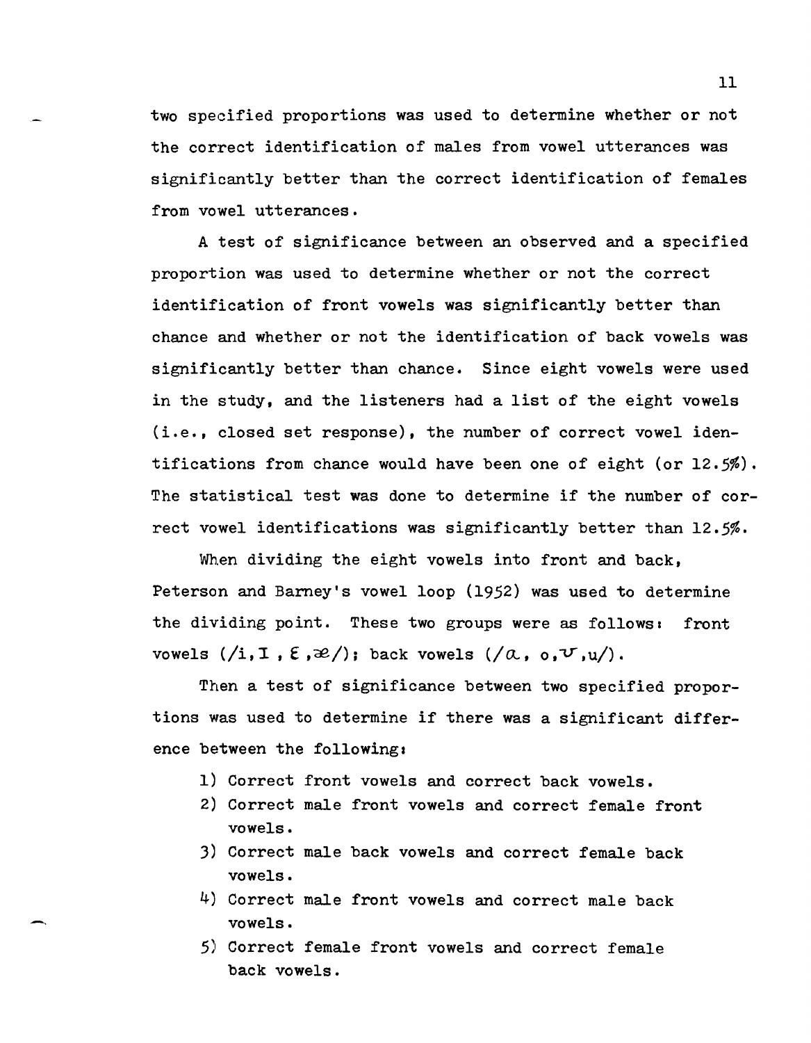two specified proportions was used to determine whether or not the correct identification of males from vowel utterances was significantly better than the correct identification of females from vowel utterances.

A test of significance between an observed and a specified proportion was used to determine whether or not the correct identification of front vowels was significantly better than chance and whether or not the identification of back vowels was significantly better than chance. Since eight vowels were used in the study, and the listeners had a list of the eight vowels (i.e., closed set response), the number of correct vowel identifications from chance would have been one of eight (or 12.5%). The statistical test was done to determine if the number of correct vowel identifications was significantly better than 12.5%.

When dividing the eight vowels into front and back, Peterson and Barney's vowel loop (1952) was used to determine the dividing point. These two groups were as follows: front vowels (/i, ɪ, ɛ, æ/); back vowels (/ɑ, o, ʊ, u/).

Then a test of significance between two specified proportions was used to determine if there was a significant difference between the following:

1) Correct front vowels and correct back vowels.
2) Correct male front vowels and correct female front vowels.
3) Correct male back vowels and correct female back vowels.
4) Correct male front vowels and correct male back vowels.
5) Correct female front vowels and correct female back vowels.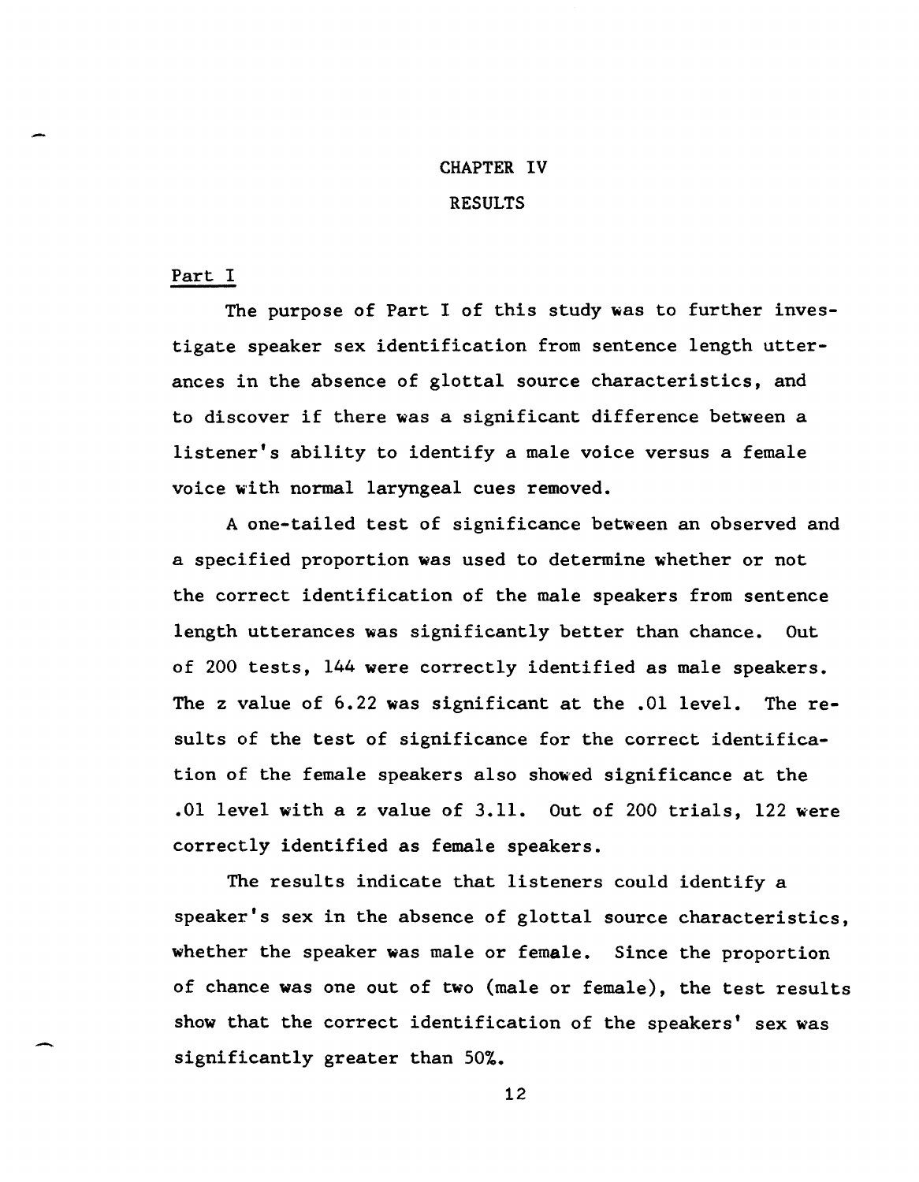# CHAPTER IV

# RESULTS

## Part I

The purpose of Part I of this study was to further investigate speaker sex identification from sentence length utterances in the absence of glottal source characteristics, and to discover if there was a significant difference between a listener's ability to identify a male voice versus a female voice with normal laryngeal cues removed.

A one-tailed test of significance between an observed and a specified proportion was used to determine whether or not the correct identification of the male speakers from sentence length utterances was significantly better than chance. Out of 200 tests, 144 were correctly identified as male speakers. The z value of 6.22 was significant at the .01 level. The results of the test of significance for the correct identification of the female speakers also showed significance at the .01 level with a z value of 3.11. Out of 200 trials, 122 were correctly identified as female speakers.

The results indicate that listeners could identify a speaker's sex in the absence of glottal source characteristics, whether the speaker was male or female. Since the proportion of chance was one out of two (male or female), the test results show that the correct identification of the speakers' sex was significantly greater than 50%.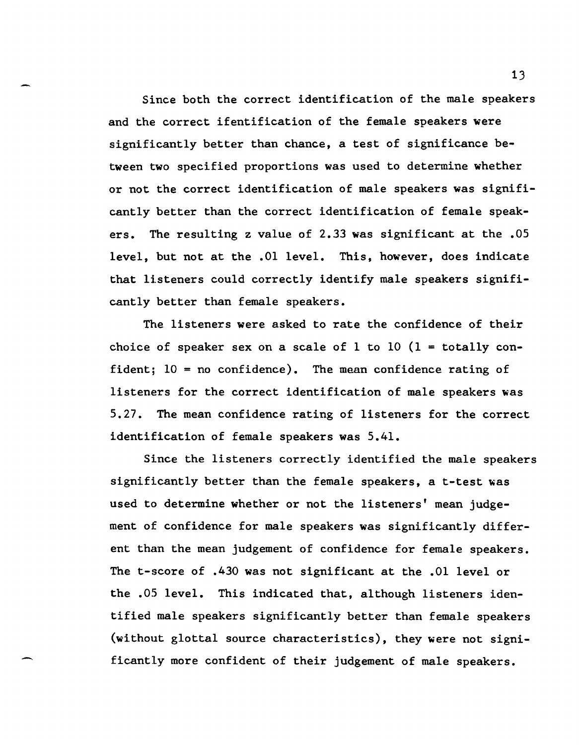Since both the correct identification of the male speakers and the correct ifentification of the female speakers were significantly better than chance, a test of significance between two specified proportions was used to determine whether or not the correct identification of male speakers was significantly better than the correct identification of female speakers. The resulting z value of 2.33 was significant at the .05 level, but not at the .01 level. This, however, does indicate that listeners could correctly identify male speakers significantly better than female speakers.

The listeners were asked to rate the confidence of their choice of speaker sex on a scale of 1 to 10 (1 = totally confident; 10 = no confidence). The mean confidence rating of listeners for the correct identification of male speakers was 5.27. The mean confidence rating of listeners for the correct identification of female speakers was 5.41.

Since the listeners correctly identified the male speakers significantly better than the female speakers, a t-test was used to determine whether or not the listeners' mean judgement of confidence for male speakers was significantly different than the mean judgement of confidence for female speakers. The t-score of .430 was not significant at the .01 level or the .05 level. This indicated that, although listeners identified male speakers significantly better than female speakers (without glottal source characteristics), they were not significantly more confident of their judgement of male speakers.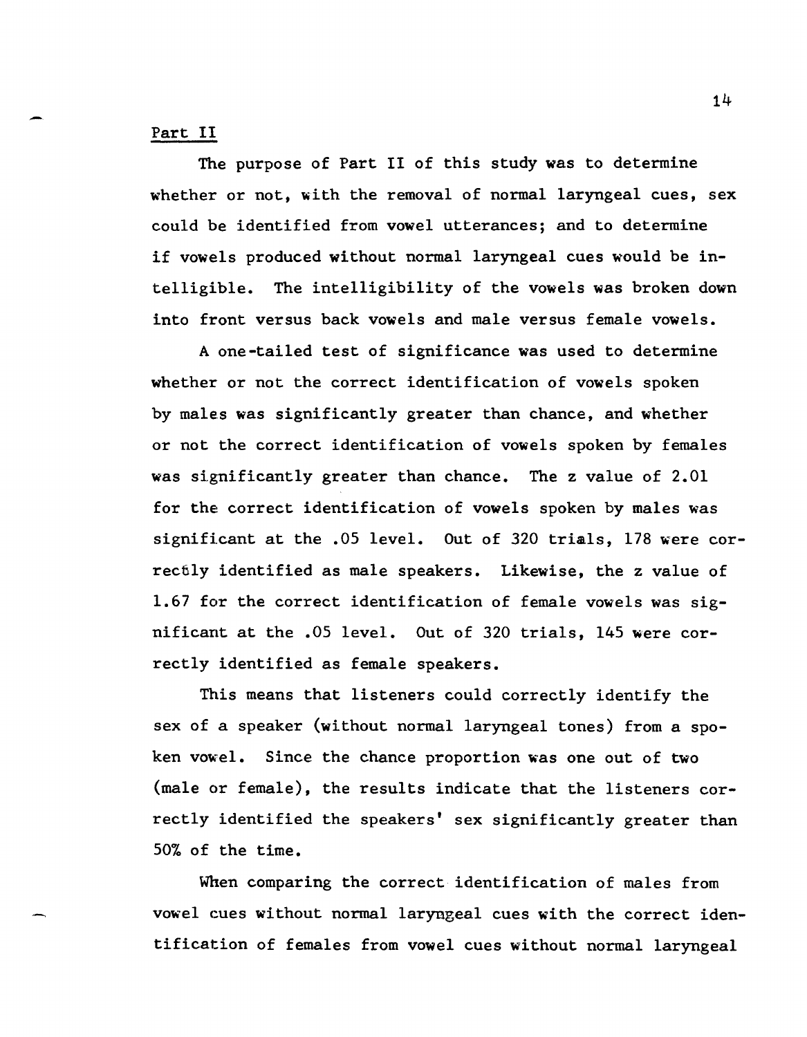Part II

The purpose of Part II of this study was to determine whether or not, with the removal of normal laryngeal cues, sex could be identified from vowel utterances; and to determine if vowels produced without normal laryngeal cues would be intelligible. The intelligibility of the vowels was broken down into front versus back vowels and male versus female vowels.

A one-tailed test of significance was used to determine whether or not the correct identification of vowels spoken by males was significantly greater than chance, and whether or not the correct identification of vowels spoken by females was significantly greater than chance. The z value of 2.01 for the correct identification of vowels spoken by males was significant at the .05 level. Out of 320 trials, 178 were correctly identified as male speakers. Likewise, the z value of 1.67 for the correct identification of female vowels was significant at the .05 level. Out of 320 trials, 145 were correctly identified as female speakers.

This means that listeners could correctly identify the sex of a speaker (without normal laryngeal tones) from a spoken vowel. Since the chance proportion was one out of two (male or female), the results indicate that the listeners correctly identified the speakers' sex significantly greater than 50% of the time.

When comparing the correct identification of males from vowel cues without normal laryngeal cues with the correct identification of females from vowel cues without normal laryngeal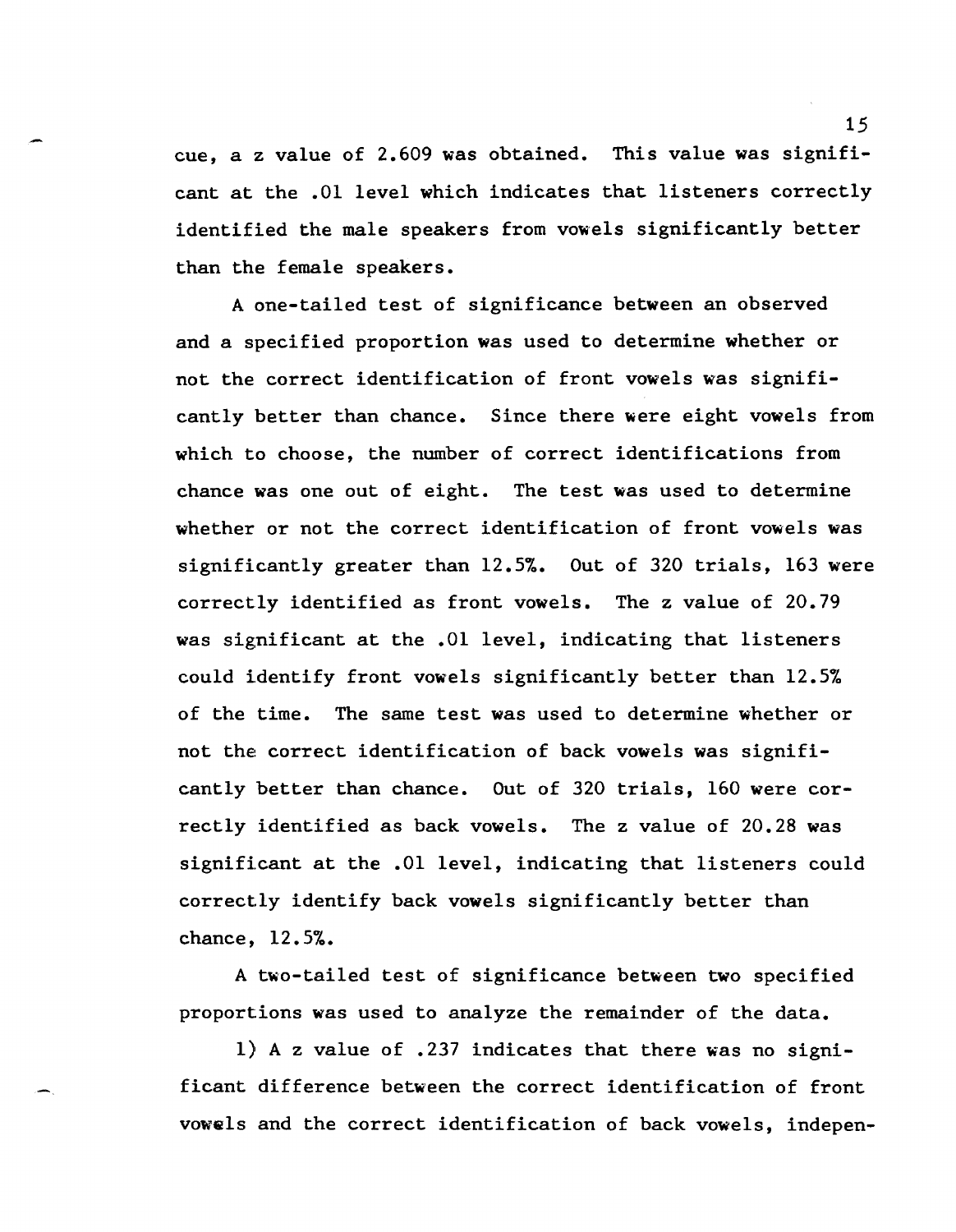cue, a z value of 2.609 was obtained. This value was significant at the .01 level which indicates that listeners correctly identified the male speakers from vowels significantly better than the female speakers.

A one-tailed test of significance between an observed and a specified proportion was used to determine whether or not the correct identification of front vowels was significantly better than chance. Since there were eight vowels from which to choose, the number of correct identifications from chance was one out of eight. The test was used to determine whether or not the correct identification of front vowels was significantly greater than 12.5%. Out of 320 trials, 163 were correctly identified as front vowels. The z value of 20.79 was significant at the .01 level, indicating that listeners could identify front vowels significantly better than 12.5% of the time. The same test was used to determine whether or not the correct identification of back vowels was significantly better than chance. Out of 320 trials, 160 were correctly identified as back vowels. The z value of 20.28 was significant at the .01 level, indicating that listeners could correctly identify back vowels significantly better than chance, 12.5%.

A two-tailed test of significance between two specified proportions was used to analyze the remainder of the data.

1) A z value of .237 indicates that there was no significant difference between the correct identification of front vowels and the correct identification of back vowels, indepen-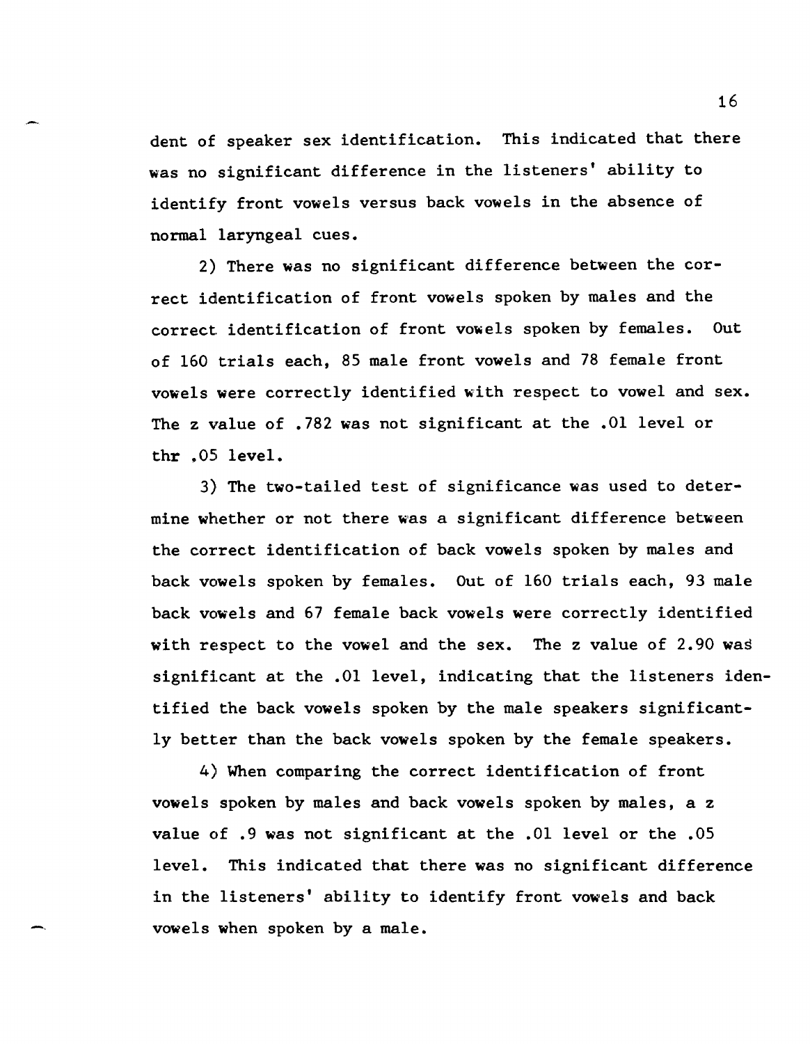dent of speaker sex identification. This indicated that there was no significant difference in the listeners' ability to identify front vowels versus back vowels in the absence of normal laryngeal cues.

2) There was no significant difference between the correct identification of front vowels spoken by males and the correct identification of front vowels spoken by females. Out of 160 trials each, 85 male front vowels and 78 female front vowels were correctly identified with respect to vowel and sex. The z value of .782 was not significant at the .01 level or thr .05 level.

3) The two-tailed test of significance was used to determine whether or not there was a significant difference between the correct identification of back vowels spoken by males and back vowels spoken by females. Out of 160 trials each, 93 male back vowels and 67 female back vowels were correctly identified with respect to the vowel and the sex. The z value of 2.90 was significant at the .01 level, indicating that the listeners identified the back vowels spoken by the male speakers significantly better than the back vowels spoken by the female speakers.

4) When comparing the correct identification of front vowels spoken by males and back vowels spoken by males, a z value of .9 was not significant at the .01 level or the .05 level. This indicated that there was no significant difference in the listeners' ability to identify front vowels and back vowels when spoken by a male.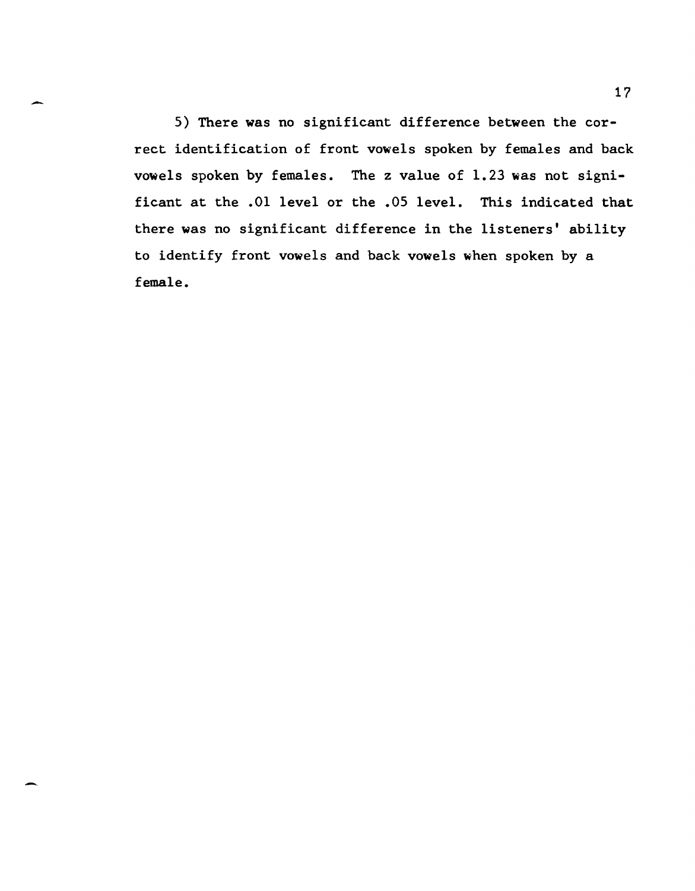5) There was no significant difference between the correct identification of front vowels spoken by females and back vowels spoken by females. The z value of 1.23 was not significant at the .01 level or the .05 level. This indicated that there was no significant difference in the listeners' ability to identify front vowels and back vowels when spoken by a female.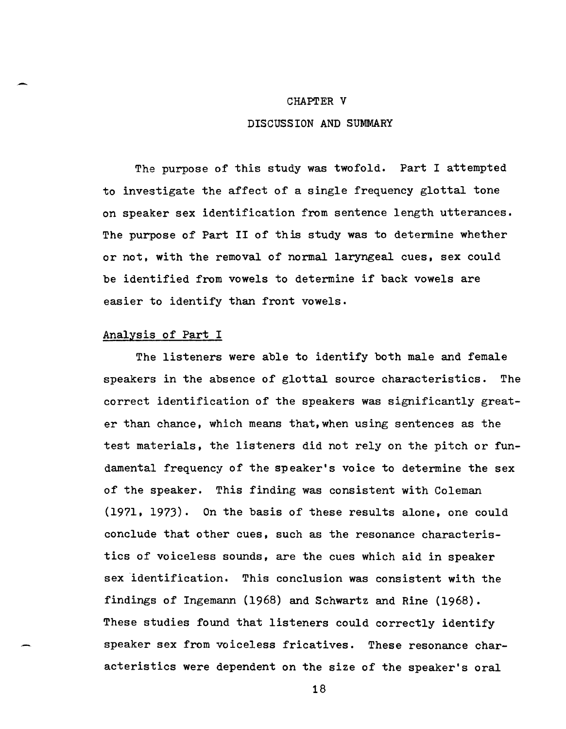# CHAPTER V

## DISCUSSION AND SUMMARY

The purpose of this study was twofold. Part I attempted to investigate the affect of a single frequency glottal tone on speaker sex identification from sentence length utterances. The purpose of Part II of this study was to determine whether or not, with the removal of normal laryngeal cues, sex could be identified from vowels to determine if back vowels are easier to identify than front vowels.

### Analysis of Part I

The listeners were able to identify both male and female speakers in the absence of glottal source characteristics. The correct identification of the speakers was significantly greater than chance, which means that, when using sentences as the test materials, the listeners did not rely on the pitch or fundamental frequency of the speaker's voice to determine the sex of the speaker. This finding was consistent with Coleman (1971, 1973). On the basis of these results alone, one could conclude that other cues, such as the resonance characteristics of voiceless sounds, are the cues which aid in speaker sex identification. This conclusion was consistent with the findings of Ingemann (1968) and Schwartz and Rine (1968). These studies found that listeners could correctly identify speaker sex from voiceless fricatives. These resonance characteristics were dependent on the size of the speaker's oral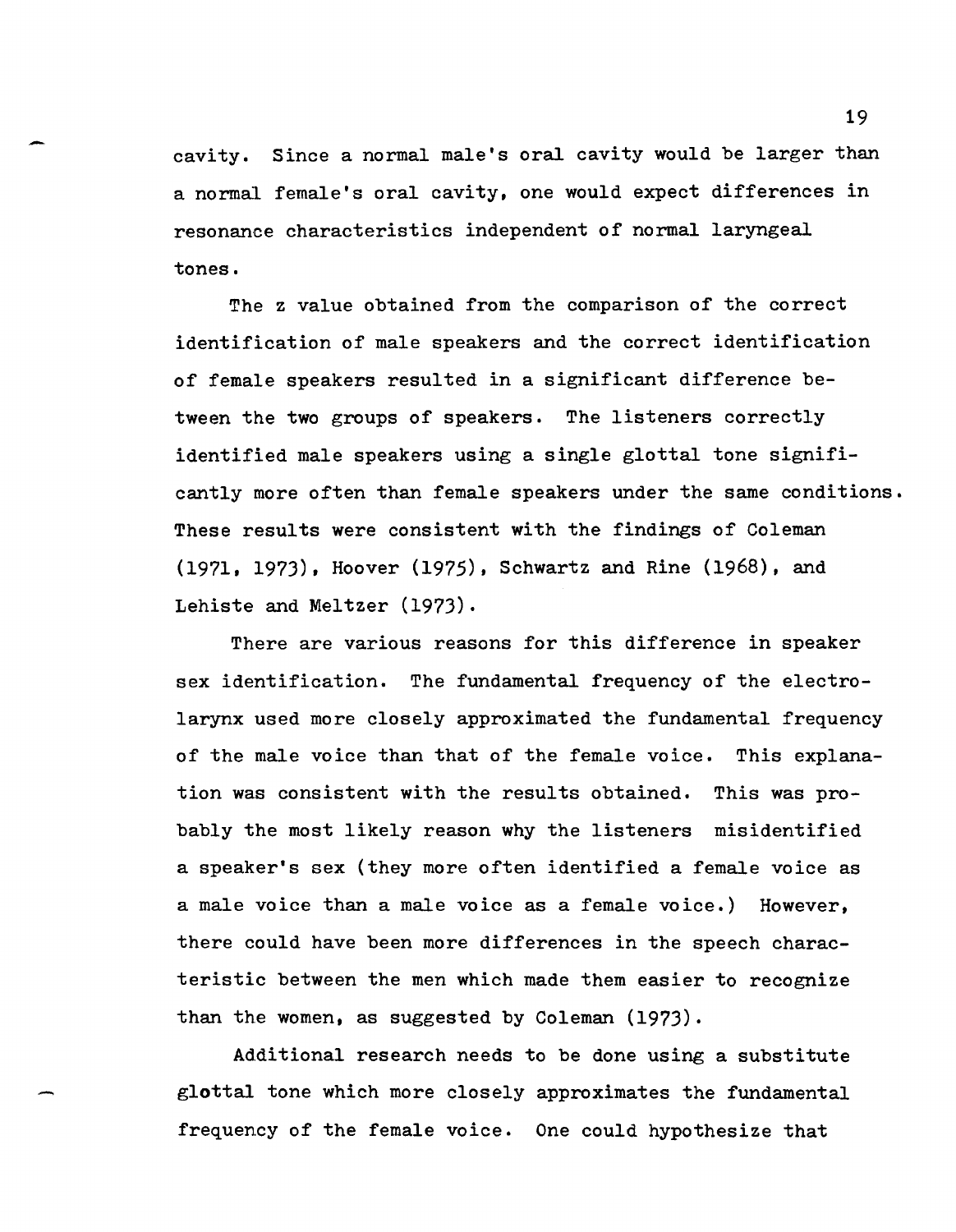cavity. Since a normal male's oral cavity would be larger than a normal female's oral cavity, one would expect differences in resonance characteristics independent of normal laryngeal tones.

The z value obtained from the comparison of the correct identification of male speakers and the correct identification of female speakers resulted in a significant difference between the two groups of speakers. The listeners correctly identified male speakers using a single glottal tone significantly more often than female speakers under the same conditions. These results were consistent with the findings of Coleman (1971, 1973), Hoover (1975), Schwartz and Rine (1968), and Lehiste and Meltzer (1973).

There are various reasons for this difference in speaker sex identification. The fundamental frequency of the electrolarynx used more closely approximated the fundamental frequency of the male voice than that of the female voice. This explanation was consistent with the results obtained. This was probably the most likely reason why the listeners misidentified a speaker's sex (they more often identified a female voice as a male voice than a male voice as a female voice.) However, there could have been more differences in the speech characteristic between the men which made them easier to recognize than the women, as suggested by Coleman (1973).

Additional research needs to be done using a substitute glottal tone which more closely approximates the fundamental frequency of the female voice. One could hypothesize that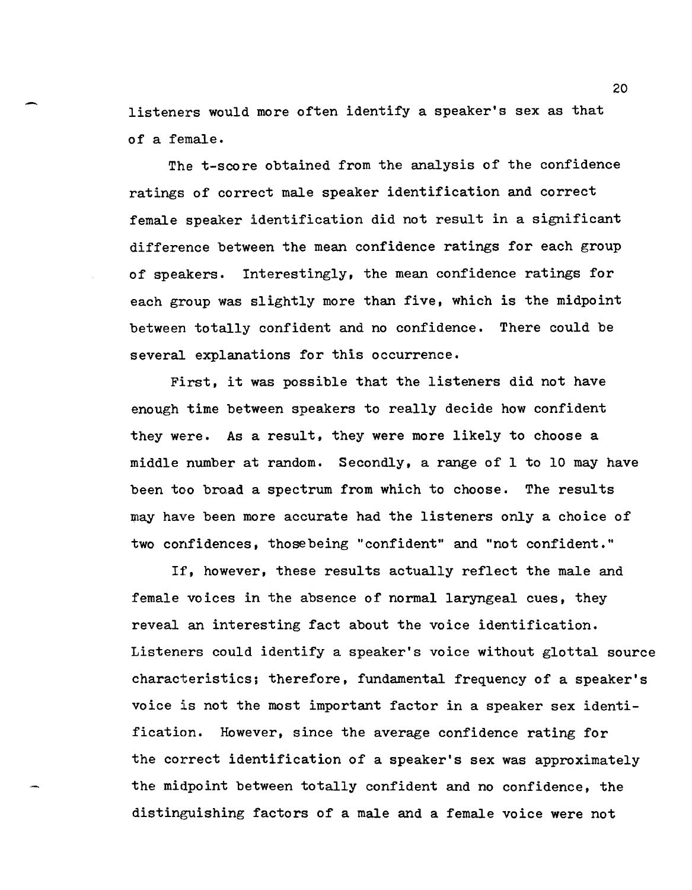listeners would more often identify a speaker's sex as that of a female.

The t-score obtained from the analysis of the confidence ratings of correct male speaker identification and correct female speaker identification did not result in a significant difference between the mean confidence ratings for each group of speakers. Interestingly, the mean confidence ratings for each group was slightly more than five, which is the midpoint between totally confident and no confidence. There could be several explanations for this occurrence.

First, it was possible that the listeners did not have enough time between speakers to really decide how confident they were. As a result, they were more likely to choose a middle number at random. Secondly, a range of 1 to 10 may have been too broad a spectrum from which to choose. The results may have been more accurate had the listeners only a choice of two confidences, thosebeing "confident" and "not confident."

If, however, these results actually reflect the male and female voices in the absence of normal laryngeal cues, they reveal an interesting fact about the voice identification. Listeners could identify a speaker's voice without glottal source characteristics; therefore, fundamental frequency of a speaker's voice is not the most important factor in a speaker sex identification. However, since the average confidence rating for the correct identification of a speaker's sex was approximately the midpoint between totally confident and no confidence, the distinguishing factors of a male and a female voice were not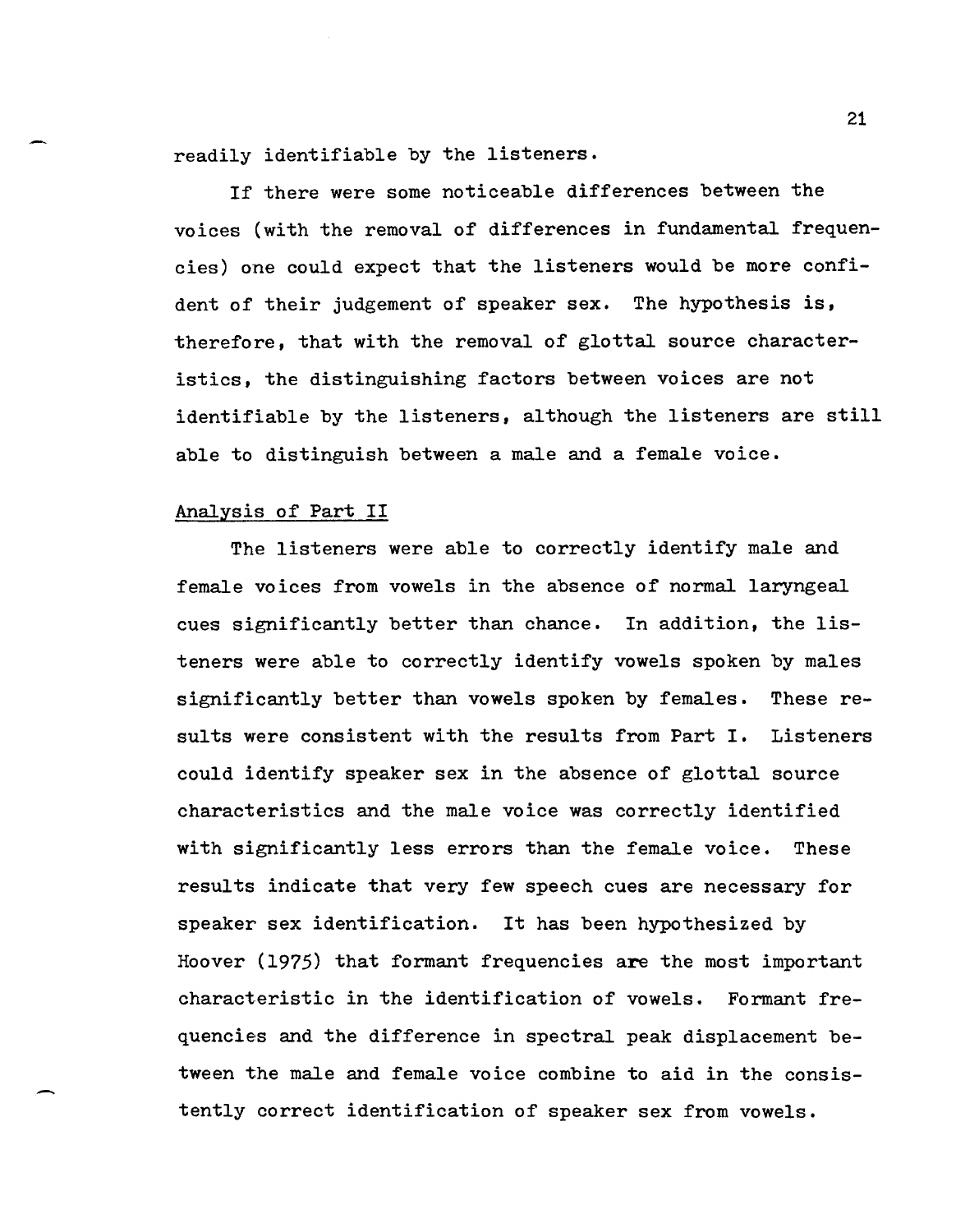readily identifiable by the listeners.

If there were some noticeable differences between the voices (with the removal of differences in fundamental frequencies) one could expect that the listeners would be more confident of their judgement of speaker sex. The hypothesis is, therefore, that with the removal of glottal source characteristics, the distinguishing factors between voices are not identifiable by the listeners, although the listeners are still able to distinguish between a male and a female voice.

## Analysis of Part II

The listeners were able to correctly identify male and female voices from vowels in the absence of normal laryngeal cues significantly better than chance. In addition, the listeners were able to correctly identify vowels spoken by males significantly better than vowels spoken by females. These results were consistent with the results from Part I. Listeners could identify speaker sex in the absence of glottal source characteristics and the male voice was correctly identified with significantly less errors than the female voice. These results indicate that very few speech cues are necessary for speaker sex identification. It has been hypothesized by Hoover (1975) that formant frequencies are the most important characteristic in the identification of vowels. Formant frequencies and the difference in spectral peak displacement between the male and female voice combine to aid in the consistently correct identification of speaker sex from vowels.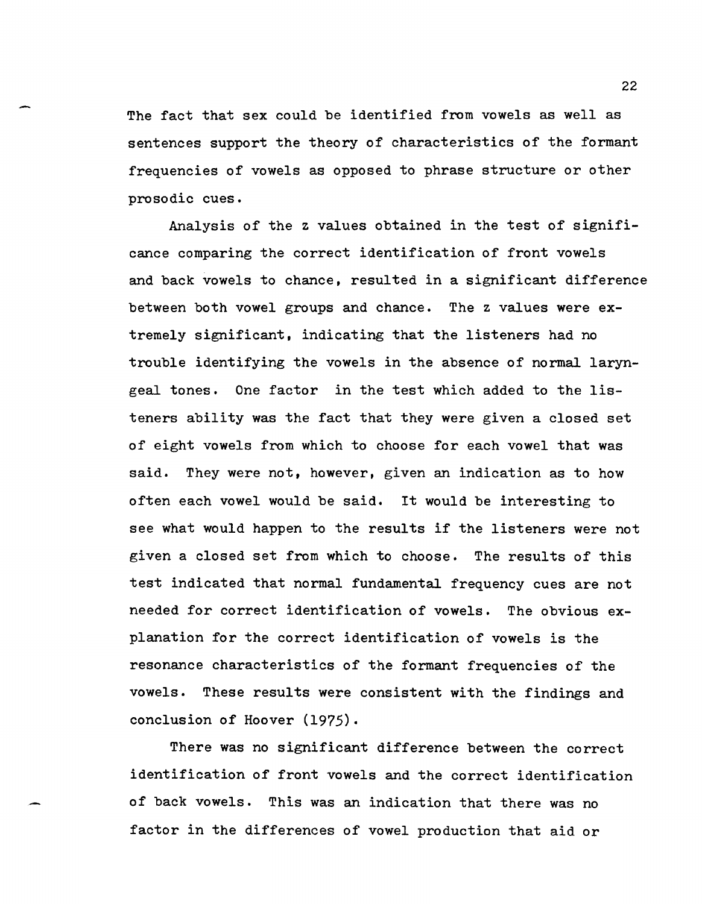The fact that sex could be identified from vowels as well as sentences support the theory of characteristics of the formant frequencies of vowels as opposed to phrase structure or other prosodic cues.

Analysis of the z values obtained in the test of significance comparing the correct identification of front vowels and back vowels to chance, resulted in a significant difference between both vowel groups and chance. The z values were extremely significant, indicating that the listeners had no trouble identifying the vowels in the absence of normal laryngeal tones. One factor in the test which added to the listeners ability was the fact that they were given a closed set of eight vowels from which to choose for each vowel that was said. They were not, however, given an indication as to how often each vowel would be said. It would be interesting to see what would happen to the results if the listeners were not given a closed set from which to choose. The results of this test indicated that normal fundamental frequency cues are not needed for correct identification of vowels. The obvious explanation for the correct identification of vowels is the resonance characteristics of the formant frequencies of the vowels. These results were consistent with the findings and conclusion of Hoover (1975).

There was no significant difference between the correct identification of front vowels and the correct identification of back vowels. This was an indication that there was no factor in the differences of vowel production that aid or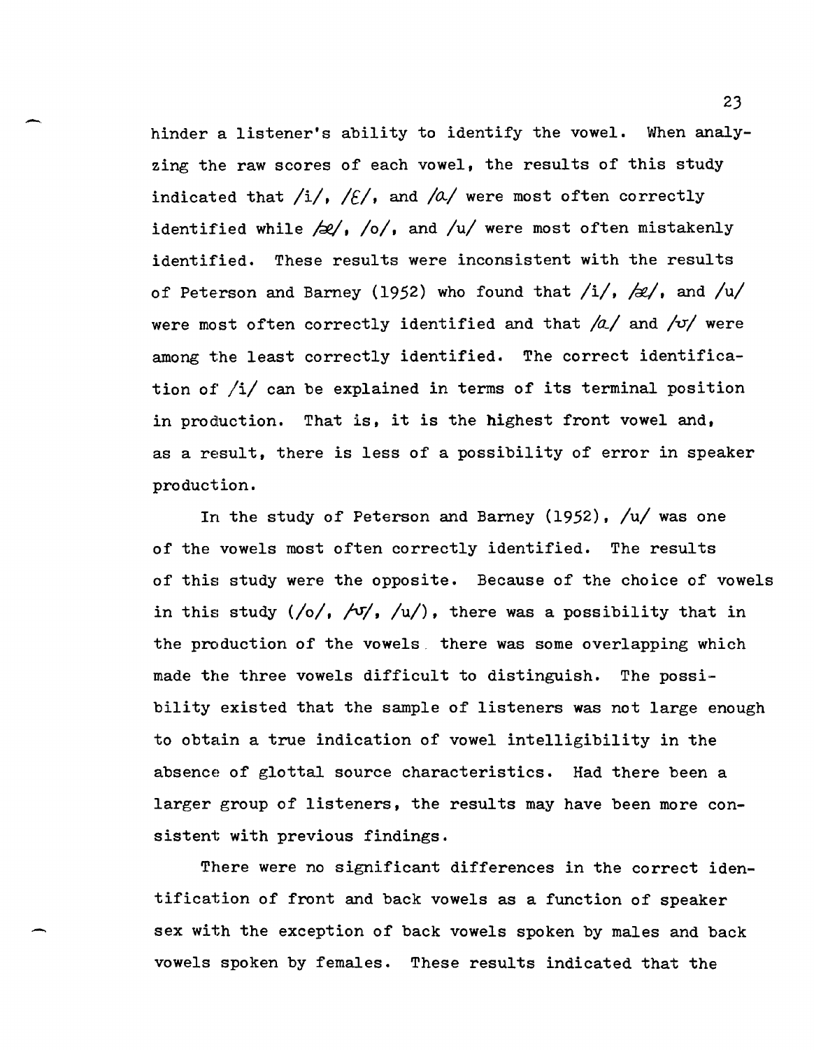hinder a listener's ability to identify the vowel. When analyzing the raw scores of each vowel, the results of this study indicated that /i/, /ɛ/, and /ɑ/ were most often correctly identified while /æ/, /o/, and /u/ were most often mistakenly identified. These results were inconsistent with the results of Peterson and Barney (1952) who found that /i/, /æ/, and /u/ were most often correctly identified and that /ɑ/ and /ʊ/ were among the least correctly identified. The correct identification of /i/ can be explained in terms of its terminal position in production. That is, it is the highest front vowel and, as a result, there is less of a possibility of error in speaker production.

In the study of Peterson and Barney (1952), /u/ was one of the vowels most often correctly identified. The results of this study were the opposite. Because of the choice of vowels in this study (/o/, /ʊ/, /u/), there was a possibility that in the production of the vowels there was some overlapping which made the three vowels difficult to distinguish. The possibility existed that the sample of listeners was not large enough to obtain a true indication of vowel intelligibility in the absence of glottal source characteristics. Had there been a larger group of listeners, the results may have been more consistent with previous findings.

There were no significant differences in the correct identification of front and back vowels as a function of speaker sex with the exception of back vowels spoken by males and back vowels spoken by females. These results indicated that the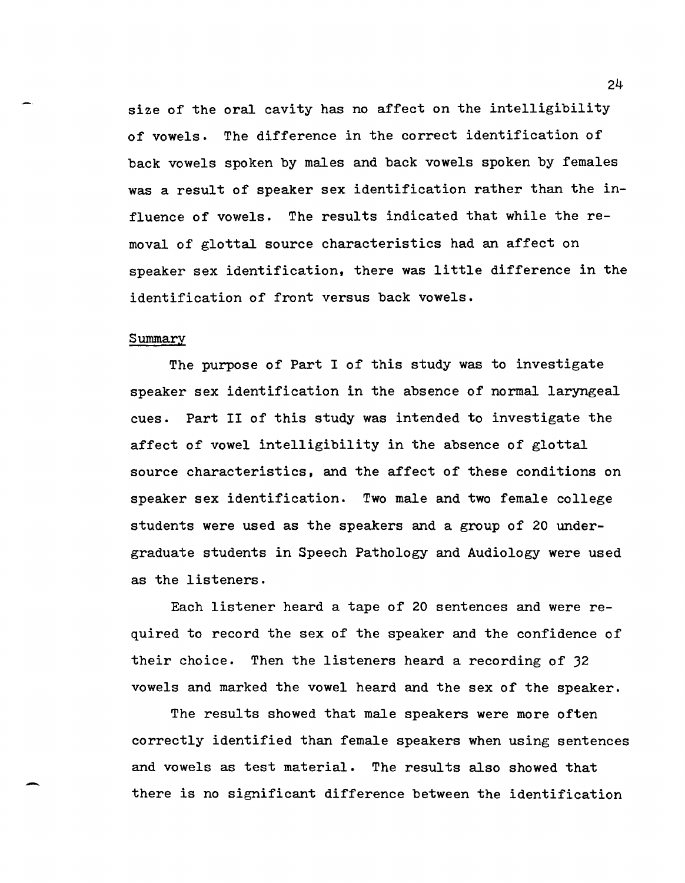size of the oral cavity has no affect on the intelligibility of vowels. The difference in the correct identification of back vowels spoken by males and back vowels spoken by females was a result of speaker sex identification rather than the influence of vowels. The results indicated that while the removal of glottal source characteristics had an affect on speaker sex identification, there was little difference in the identification of front versus back vowels.

## Summary

The purpose of Part I of this study was to investigate speaker sex identification in the absence of normal laryngeal cues. Part II of this study was intended to investigate the affect of vowel intelligibility in the absence of glottal source characteristics, and the affect of these conditions on speaker sex identification. Two male and two female college students were used as the speakers and a group of 20 undergraduate students in Speech Pathology and Audiology were used as the listeners.

Each listener heard a tape of 20 sentences and were required to record the sex of the speaker and the confidence of their choice. Then the listeners heard a recording of 32 vowels and marked the vowel heard and the sex of the speaker.

The results showed that male speakers were more often correctly identified than female speakers when using sentences and vowels as test material. The results also showed that there is no significant difference between the identification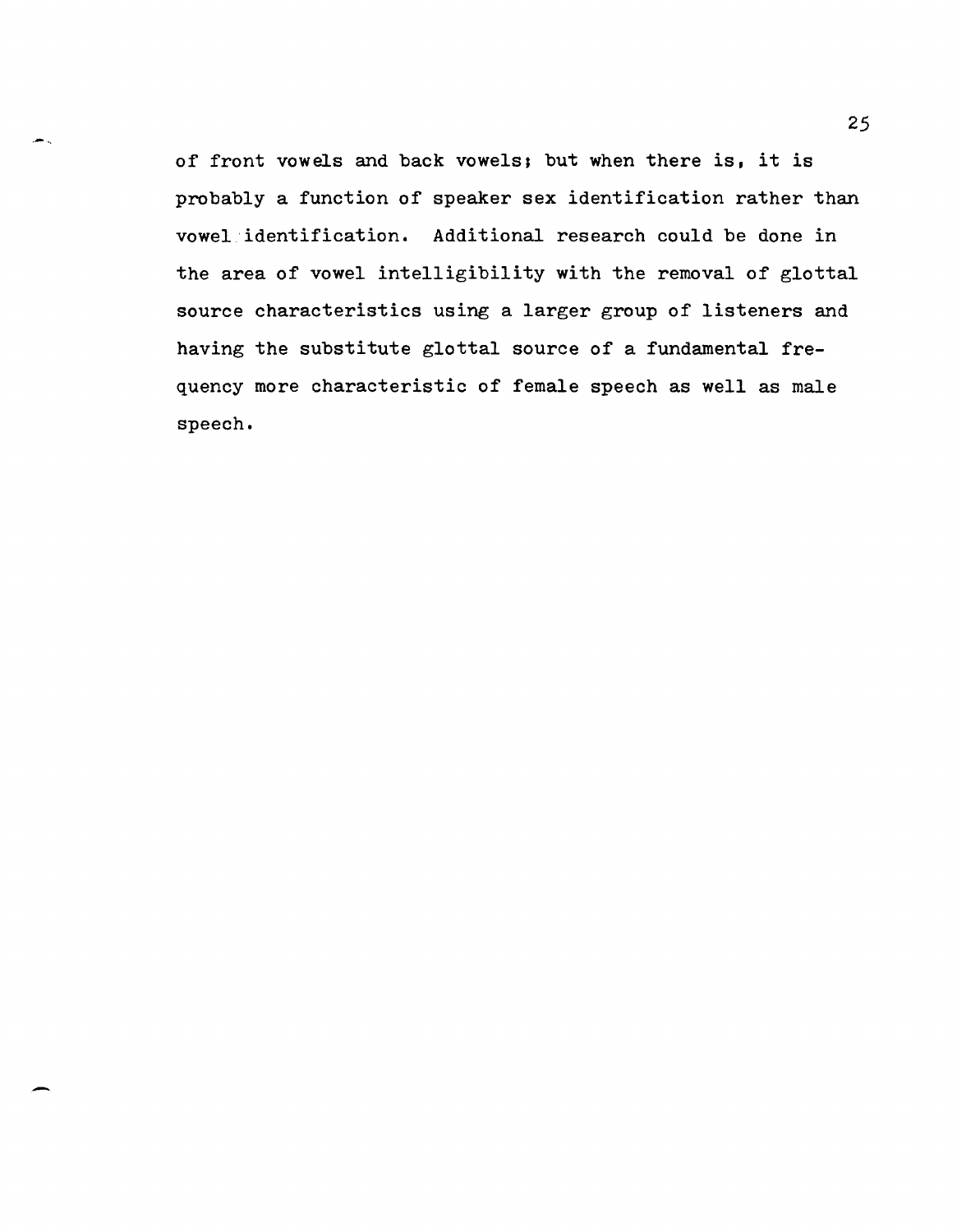of front vowels and back vowels; but when there is, it is probably a function of speaker sex identification rather than vowel identification. Additional research could be done in the area of vowel intelligibility with the removal of glottal source characteristics using a larger group of listeners and having the substitute glottal source of a fundamental frequency more characteristic of female speech as well as male speech.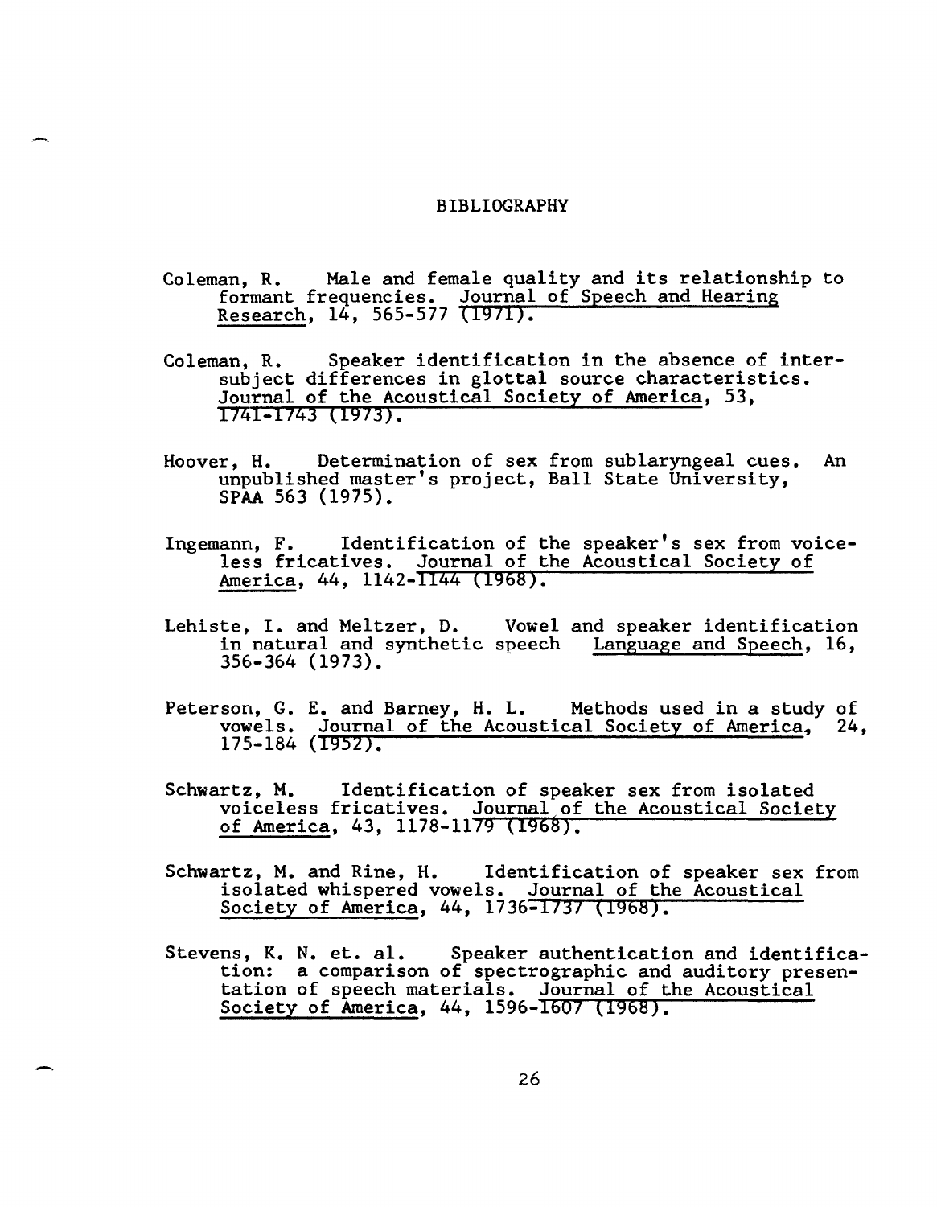# BIBLIOGRAPHY

Coleman, R. Male and female quality and its relationship to formant frequencies. Journal of Speech and Hearing Research, 14, 565-577 (1971).

Coleman, R. Speaker identification in the absence of inter-subject differences in glottal source characteristics. Journal of the Acoustical Society of America, 53, 1741-1743 (1973).

Hoover, H. Determination of sex from sublaryngeal cues. An unpublished master's project, Ball State University, SPAA 563 (1975).

Ingemann, F. Identification of the speaker's sex from voiceless fricatives. Journal of the Acoustical Society of America, 44, 1142-1144 (1968).

Lehiste, I. and Meltzer, D. Vowel and speaker identification in natural and synthetic speech Language and Speech, 16, 356-364 (1973).

Peterson, G. E. and Barney, H. L. Methods used in a study of vowels. Journal of the Acoustical Society of America, 24, 175-184 (1952).

Schwartz, M. Identification of speaker sex from isolated voiceless fricatives. Journal of the Acoustical Society of America, 43, 1178-1179 (1968).

Schwartz, M. and Rine, H. Identification of speaker sex from isolated whispered vowels. Journal of the Acoustical Society of America, 44, 1736-1737 (1968).

Stevens, K. N. et. al. Speaker authentication and identification: a comparison of spectrographic and auditory presentation of speech materials. Journal of the Acoustical Society of America, 44, 1596-1607 (1968).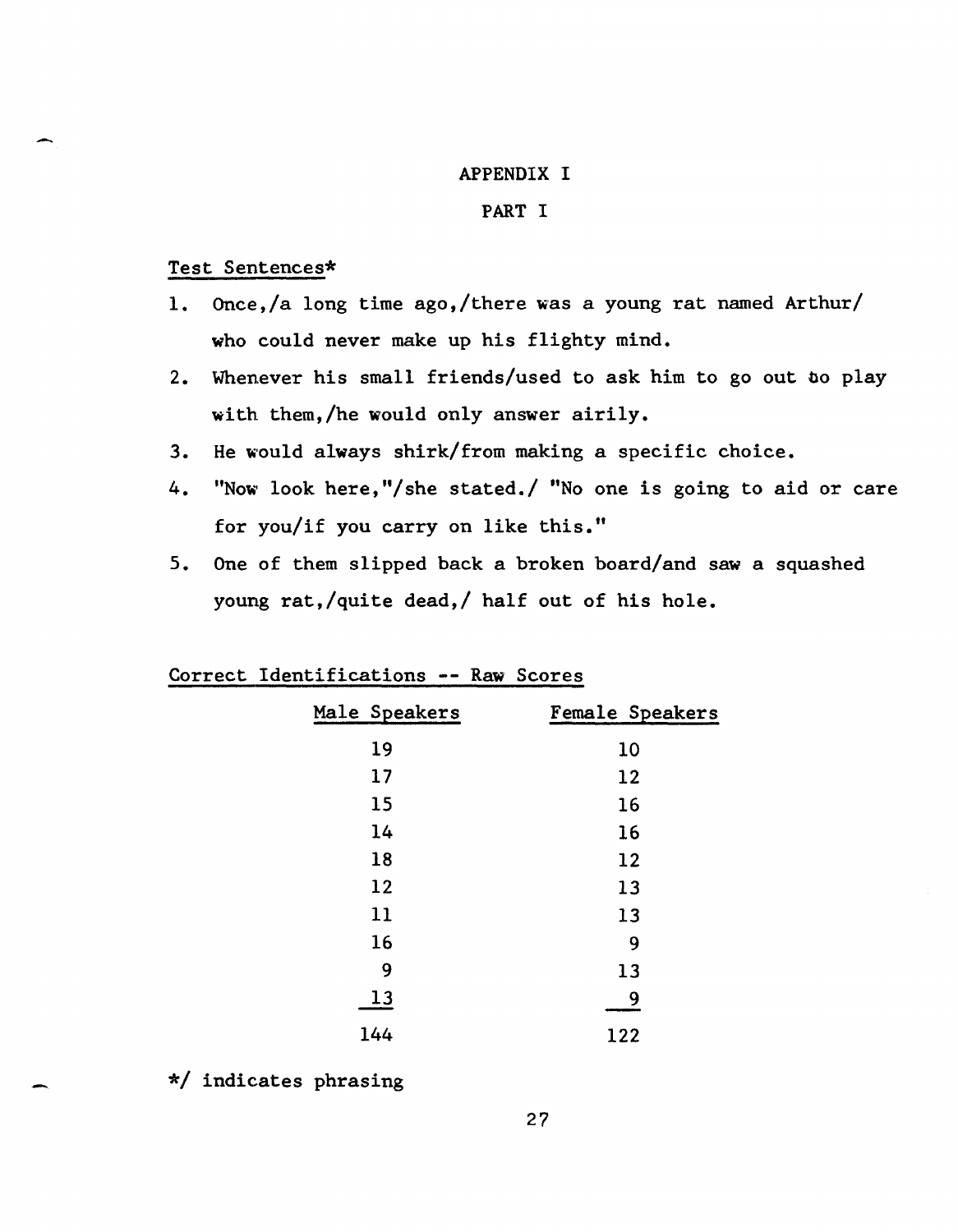# APPENDIX I

## PART I

Test Sentences*

1. Once,/a long time ago,/there was a young rat named Arthur/ who could never make up his flighty mind.
2. Whenever his small friends/used to ask him to go out to play with them,/he would only answer airily.
3. He would always shirk/from making a specific choice.
4. "Now look here,"/she stated./ "No one is going to aid or care for you/if you carry on like this."
5. One of them slipped back a broken board/and saw a squashed young rat,/quite dead,/ half out of his hole.

Correct Identifications -- Raw Scores

| Male Speakers | Female Speakers |
|---|---|
| 19 | 10 |
| 17 | 12 |
| 15 | 16 |
| 14 | 16 |
| 18 | 12 |
| 12 | 13 |
| 11 | 13 |
| 16 | 9 |
| 9 | 13 |
| 13 | 9 |
| 144 | 122 |

*/ indicates phrasing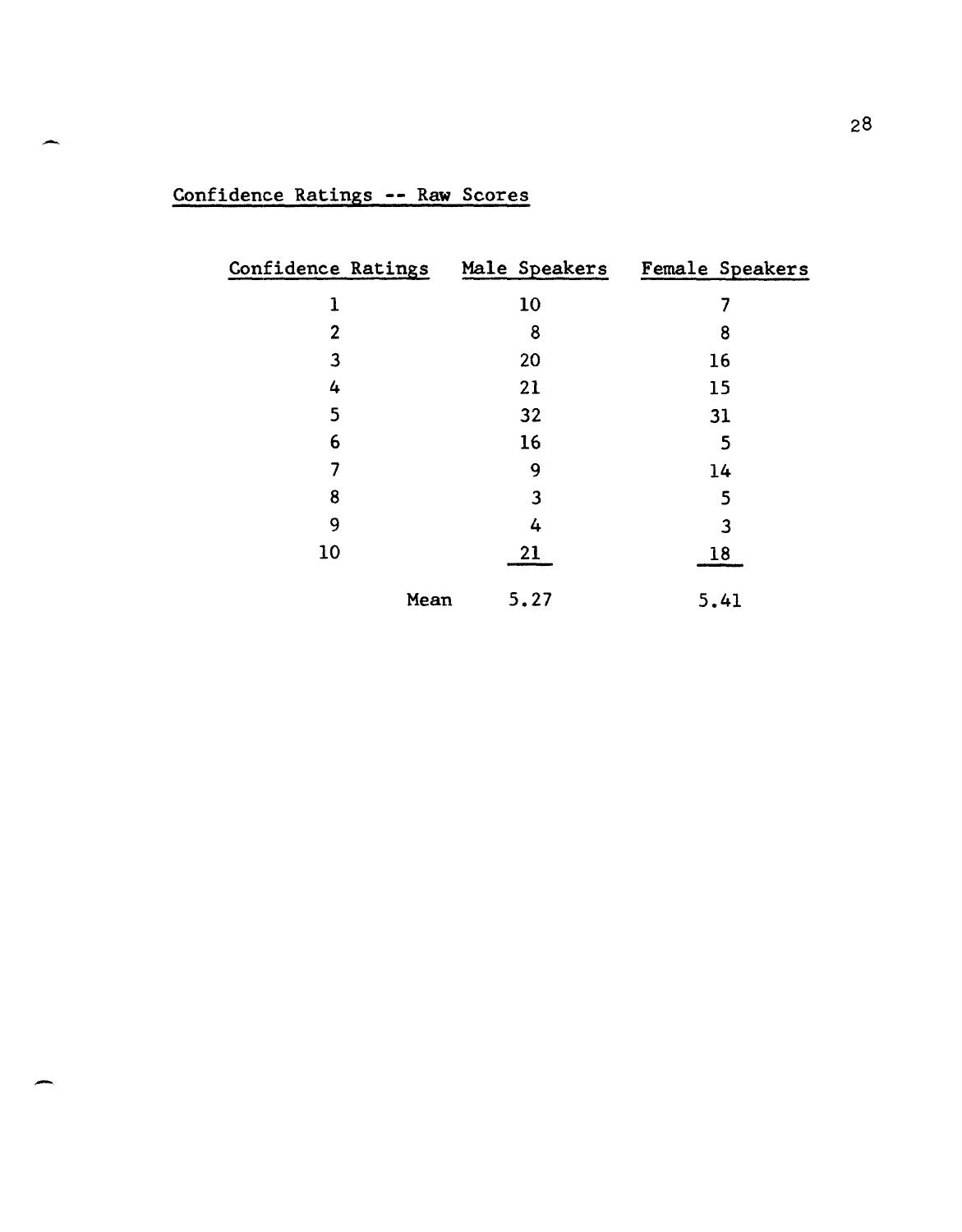Confidence Ratings -- Raw Scores

| Confidence Ratings | Male Speakers | Female Speakers |
|---|---|---|
| 1 | 10 | 7 |
| 2 | 8 | 8 |
| 3 | 20 | 16 |
| 4 | 21 | 15 |
| 5 | 32 | 31 |
| 6 | 16 | 5 |
| 7 | 9 | 14 |
| 8 | 3 | 5 |
| 9 | 4 | 3 |
| 10 | 21 | 18 |
| Mean | 5.27 | 5.41 |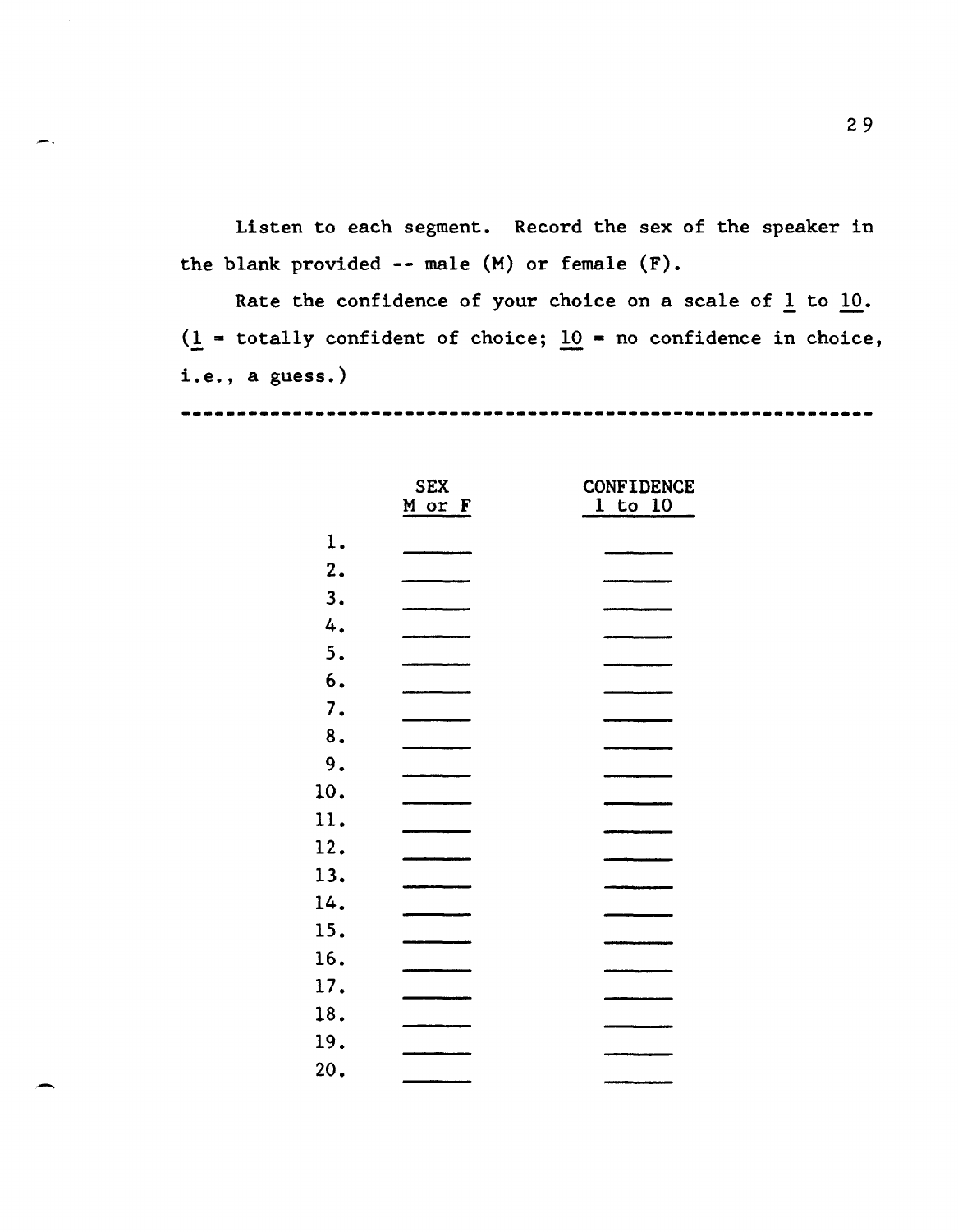Listen to each segment. Record the sex of the speaker in the blank provided -- male (M) or female (F).

Rate the confidence of your choice on a scale of 1 to 10. (1 = totally confident of choice; 10 = no confidence in choice, i.e., a guess.)

---

| | SEX<br>M or F | CONFIDENCE<br>1 to 10 |
|---|---|---|
| 1. | ______ | ______ |
| 2. | ______ | ______ |
| 3. | ______ | ______ |
| 4. | ______ | ______ |
| 5. | ______ | ______ |
| 6. | ______ | ______ |
| 7. | ______ | ______ |
| 8. | ______ | ______ |
| 9. | ______ | ______ |
| 10. | ______ | ______ |
| 11. | ______ | ______ |
| 12. | ______ | ______ |
| 13. | ______ | ______ |
| 14. | ______ | ______ |
| 15. | ______ | ______ |
| 16. | ______ | ______ |
| 17. | ______ | ______ |
| 18. | ______ | ______ |
| 19. | ______ | ______ |
| 20. | ______ | ______ |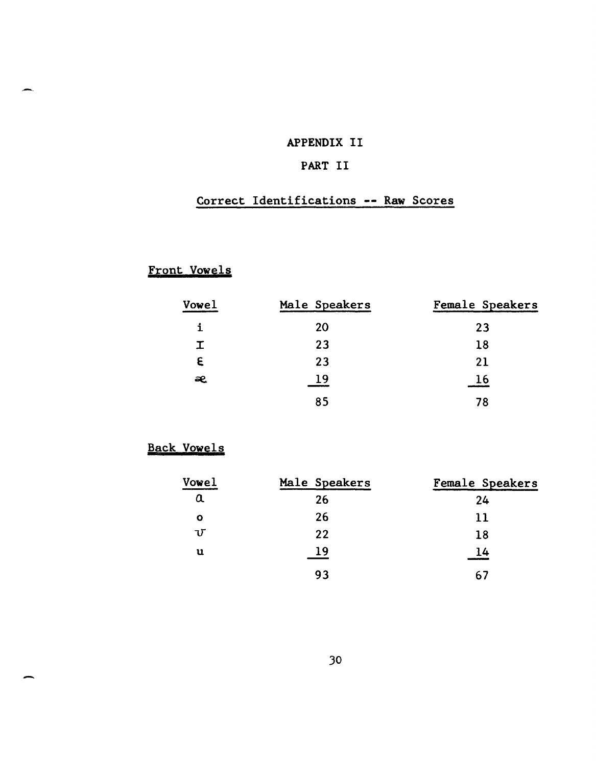# APPENDIX II

## PART II

### Correct Identifications -- Raw Scores

#### Front Vowels

| Vowel | Male Speakers | Female Speakers |
|---|---|---|
| i | 20 | 23 |
| ɪ | 23 | 18 |
| ɛ | 23 | 21 |
| æ | 19 | 16 |
| | 85 | 78 |

#### Back Vowels

| Vowel | Male Speakers | Female Speakers |
|---|---|---|
| ɑ | 26 | 24 |
| o | 26 | 11 |
| ʊ | 22 | 18 |
| u | 19 | 14 |
| | 93 | 67 |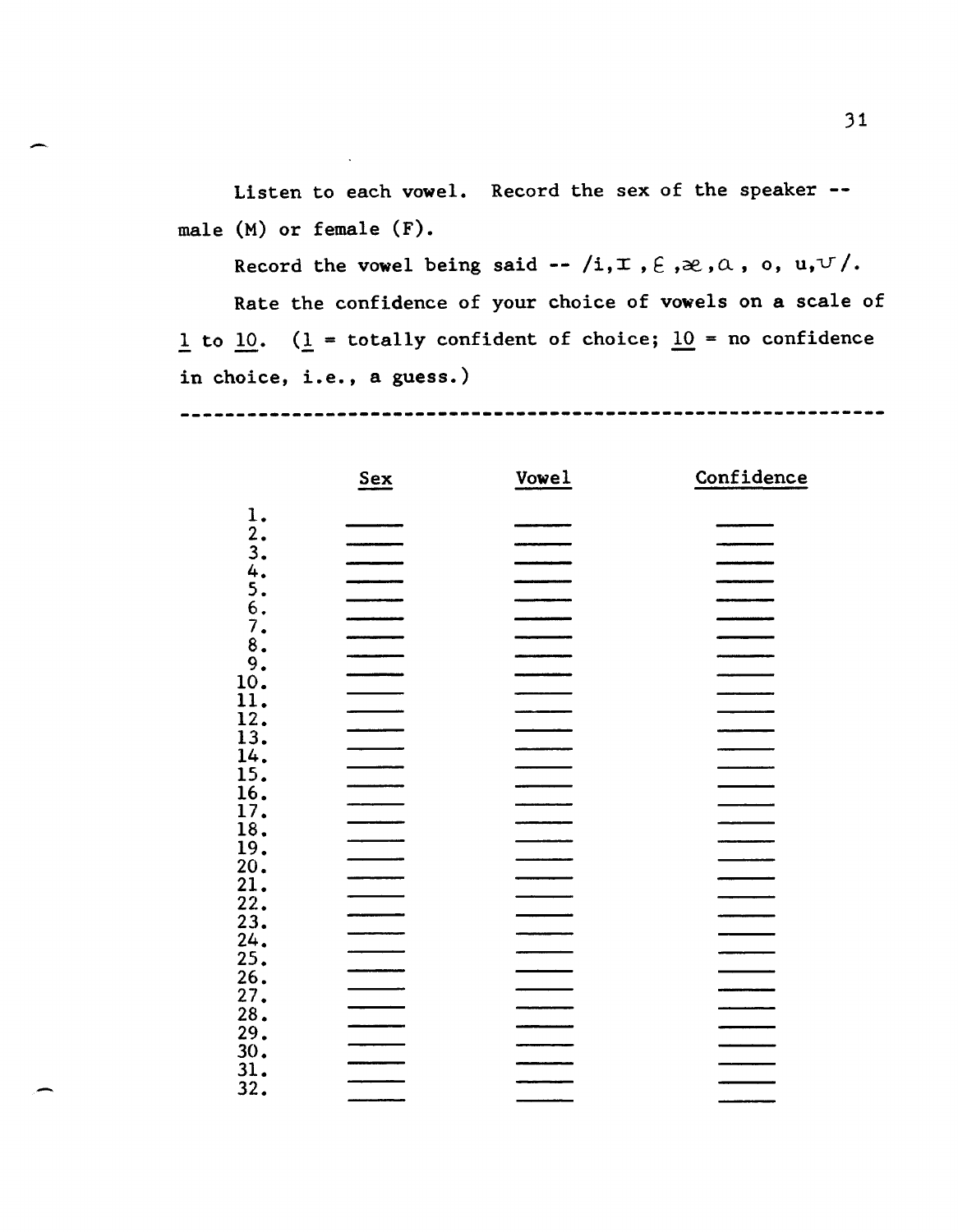Listen to each vowel. Record the sex of the speaker -- male (M) or female (F).

Record the vowel being said -- /i, ɪ, ɛ, æ, ɑ, o, u, ʊ/.

Rate the confidence of your choice of vowels on a scale of <u>1</u> to <u>10</u>. (<u>1</u> = totally confident of choice; <u>10</u> = no confidence in choice, i.e., a guess.)

---

| | Sex | Vowel | Confidence |
| --- | --- | --- | --- |
| 1. | ______ | ______ | ______ |
| 2. | ______ | ______ | ______ |
| 3. | ______ | ______ | ______ |
| 4. | ______ | ______ | ______ |
| 5. | ______ | ______ | ______ |
| 6. | ______ | ______ | ______ |
| 7. | ______ | ______ | ______ |
| 8. | ______ | ______ | ______ |
| 9. | ______ | ______ | ______ |
| 10. | ______ | ______ | ______ |
| 11. | ______ | ______ | ______ |
| 12. | ______ | ______ | ______ |
| 13. | ______ | ______ | ______ |
| 14. | ______ | ______ | ______ |
| 15. | ______ | ______ | ______ |
| 16. | ______ | ______ | ______ |
| 17. | ______ | ______ | ______ |
| 18. | ______ | ______ | ______ |
| 19. | ______ | ______ | ______ |
| 20. | ______ | ______ | ______ |
| 21. | ______ | ______ | ______ |
| 22. | ______ | ______ | ______ |
| 23. | ______ | ______ | ______ |
| 24. | ______ | ______ | ______ |
| 25. | ______ | ______ | ______ |
| 26. | ______ | ______ | ______ |
| 27. | ______ | ______ | ______ |
| 28. | ______ | ______ | ______ |
| 29. | ______ | ______ | ______ |
| 30. | ______ | ______ | ______ |
| 31. | ______ | ______ | ______ |
| 32. | ______ | ______ | ______ |